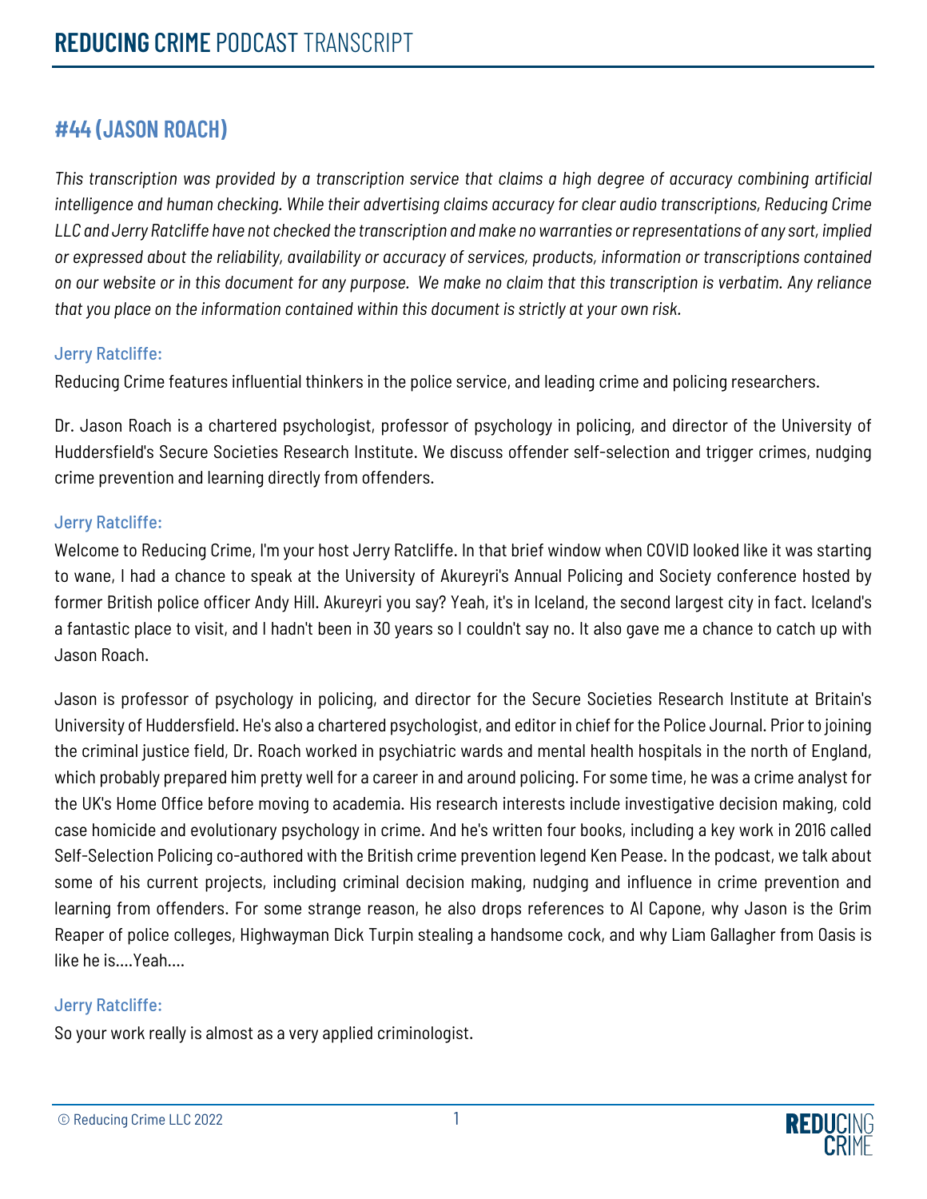# REDUCING CRIME PODCAST TRANSCRIPT

## #44 (JASON ROACH)

*This transcription was provided by a transcription service that claims a high degree of accuracy combining artificial intelligence and human checking. While their advertising claims accuracy for clear audio transcriptions, Reducing Crime LLC and Jerry Ratcliffe have not checked the transcription and make no warranties or representations of any sort, implied or expressed about the reliability, availability or accuracy of services, products, information or transcriptions contained on our website or in this document for any purpose. We make no claim that this transcription is verbatim. Any reliance that you place on the information contained within this document is strictly at your own risk.*

#### Jerry Ratcliffe:

Reducing Crime features influential thinkers in the police service, and leading crime and policing researchers.

Dr. Jason Roach is a chartered psychologist, professor of psychology in policing, and director of the University of Huddersfield's Secure Societies Research Institute. We discuss offender self-selection and trigger crimes, nudging crime prevention and learning directly from offenders.

#### Jerry Ratcliffe:

Welcome to Reducing Crime, I'm your host Jerry Ratcliffe. In that brief window when COVID looked like it was starting to wane, I had a chance to speak at the University of Akureyri's Annual Policing and Society conference hosted by former British police officer Andy Hill. Akureyri you say? Yeah, it's in Iceland, the second largest city in fact. Iceland's a fantastic place to visit, and I hadn't been in 30 years so I couldn't say no. It also gave me a chance to catch up with Jason Roach.

Jason is professor of psychology in policing, and director for the Secure Societies Research Institute at Britain's University of Huddersfield. He's also a chartered psychologist, and editor in chief for the Police Journal. Prior to joining the criminal justice field, Dr. Roach worked in psychiatric wards and mental health hospitals in the north of England, which probably prepared him pretty well for a career in and around policing. For some time, he was a crime analyst for the UK's Home Office before moving to academia. His research interests include investigative decision making, cold case homicide and evolutionary psychology in crime. And he's written four books, including a key work in 2016 called Self-Selection Policing co-authored with the British crime prevention legend Ken Pease. In the podcast, we talk about some of his current projects, including criminal decision making, nudging and influence in crime prevention and learning from offenders. For some strange reason, he also drops references to Al Capone, why Jason is the Grim Reaper of police colleges, Highwayman Dick Turpin stealing a handsome cock, and why Liam Gallagher from Oasis is like he is....Yeah....

#### Jerry Ratcliffe:

So your work really is almost as a very applied criminologist.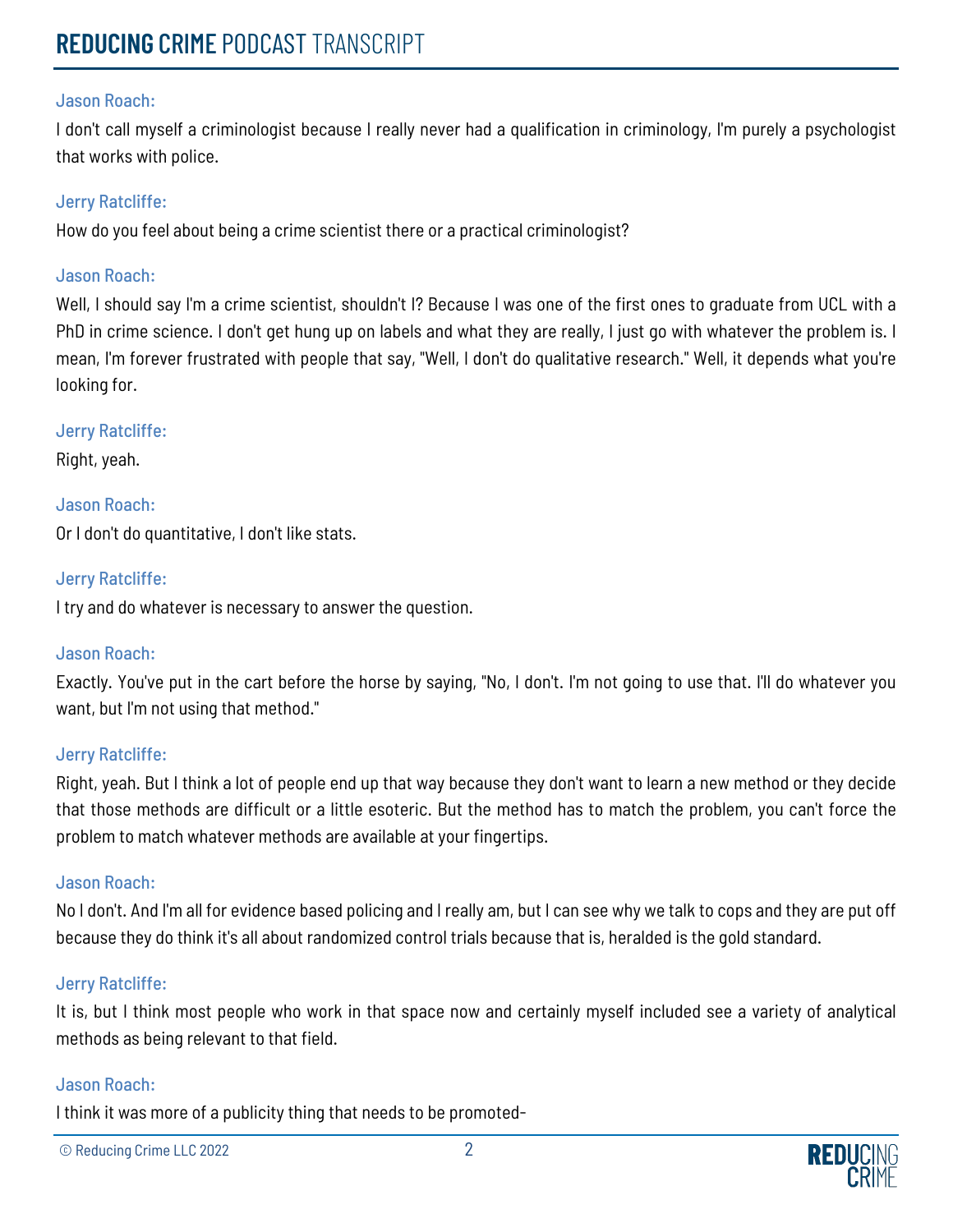**Jason Roach:**

I don't call myself a criminologist because I really never had a qualification in criminology, I'm purely a psychologist that works with police.

**Jerry Ratcliffe:**

How do you feel about being a crime scientist there or a practical criminologist?

**Jason Roach:**

Well, I should say I'm a crime scientist, shouldn't I? Because I was one of the first ones to graduate from UCL with a PhD in crime science. I don't get hung up on labels and what they are really, I just go with whatever the problem is. I mean, I'm forever frustrated with people that say, "Well, I don't do qualitative research." Well, it depends what you're looking for.

**Jerry Ratcliffe:**

Right, yeah.

**Jason Roach:**

Or I don't do quantitative, I don't like stats.

**Jerry Ratcliffe:**

I try and do whatever is necessary to answer the question.

**Jason Roach:**

Exactly. You've put in the cart before the horse by saying, "No, I don't. I'm not going to use that. I'll do whatever you want, but I'm not using that method."

**Jerry Ratcliffe:**

Right, yeah. But I think a lot of people end up that way because they don't want to learn a new method or they decide that those methods are difficult or a little esoteric. But the method has to match the problem, you can't force the problem to match whatever methods are available at your fingertips.

**Jason Roach:**

No I don't. And I'm all for evidence based policing and I really am, but I can see why we talk to cops and they are put off because they do think it's all about randomized control trials because that is, heralded is the gold standard.

**Jerry Ratcliffe:**

It is, but I think most people who work in that space now and certainly myself included see a variety of analytical methods as being relevant to that field.

**Jason Roach:**

I think it was more of a publicity thing that needs to be promoted-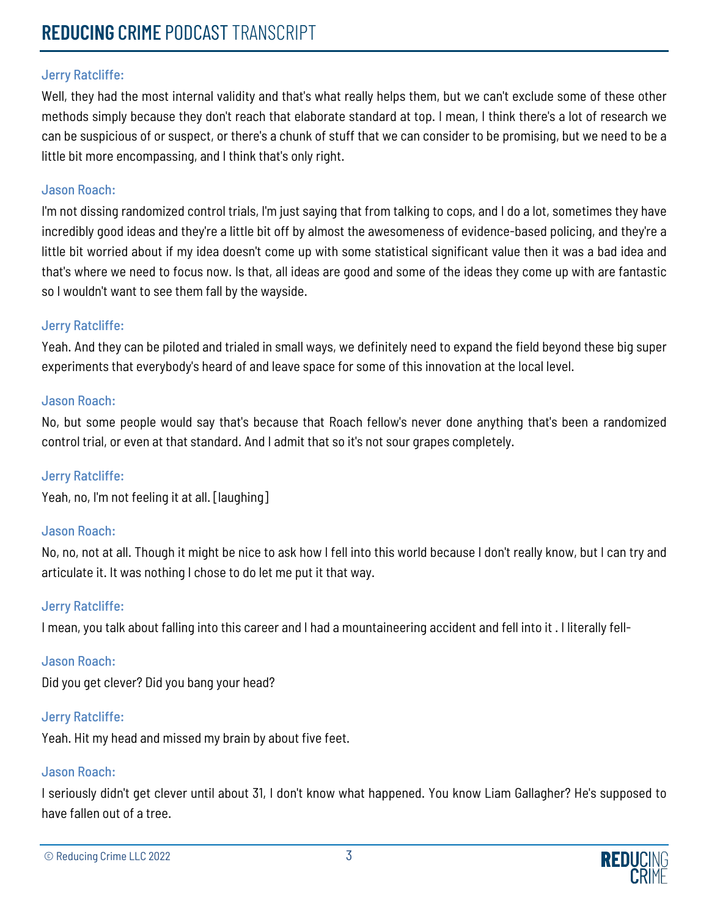Jerry Ratcliffe:

Well, they had the most internal validity and that's what really helps them, but we can't exclude some of these other methods simply because they don't reach that elaborate standard at top. I mean, I think there's a lot of research we can be suspicious of or suspect, or there's a chunk of stuff that we can consider to be promising, but we need to be a little bit more encompassing, and I think that's only right.

Jason Roach:

I'm not dissing randomized control trials, I'm just saying that from talking to cops, and I do a lot, sometimes they have incredibly good ideas and they're a little bit off by almost the awesomeness of evidence-based policing, and they're a little bit worried about if my idea doesn't come up with some statistical significant value then it was a bad idea and that's where we need to focus now. Is that, all ideas are good and some of the ideas they come up with are fantastic so I wouldn't want to see them fall by the wayside.

Jerry Ratcliffe:

Yeah. And they can be piloted and trialed in small ways, we definitely need to expand the field beyond these big super experiments that everybody's heard of and leave space for some of this innovation at the local level.

Jason Roach:

No, but some people would say that's because that Roach fellow's never done anything that's been a randomized control trial, or even at that standard. And I admit that so it's not sour grapes completely.

Jerry Ratcliffe:

Yeah, no, I'm not feeling it at all. [laughing]

Jason Roach:

No, no, not at all. Though it might be nice to ask how I fell into this world because I don't really know, but I can try and articulate it. It was nothing I chose to do let me put it that way.

Jerry Ratcliffe:

I mean, you talk about falling into this career and I had a mountaineering accident and fell into it . I literally fell-

Jason Roach:

Did you get clever? Did you bang your head?

Jerry Ratcliffe:

Yeah. Hit my head and missed my brain by about five feet.

Jason Roach:

I seriously didn't get clever until about 31, I don't know what happened. You know Liam Gallagher? He's supposed to have fallen out of a tree.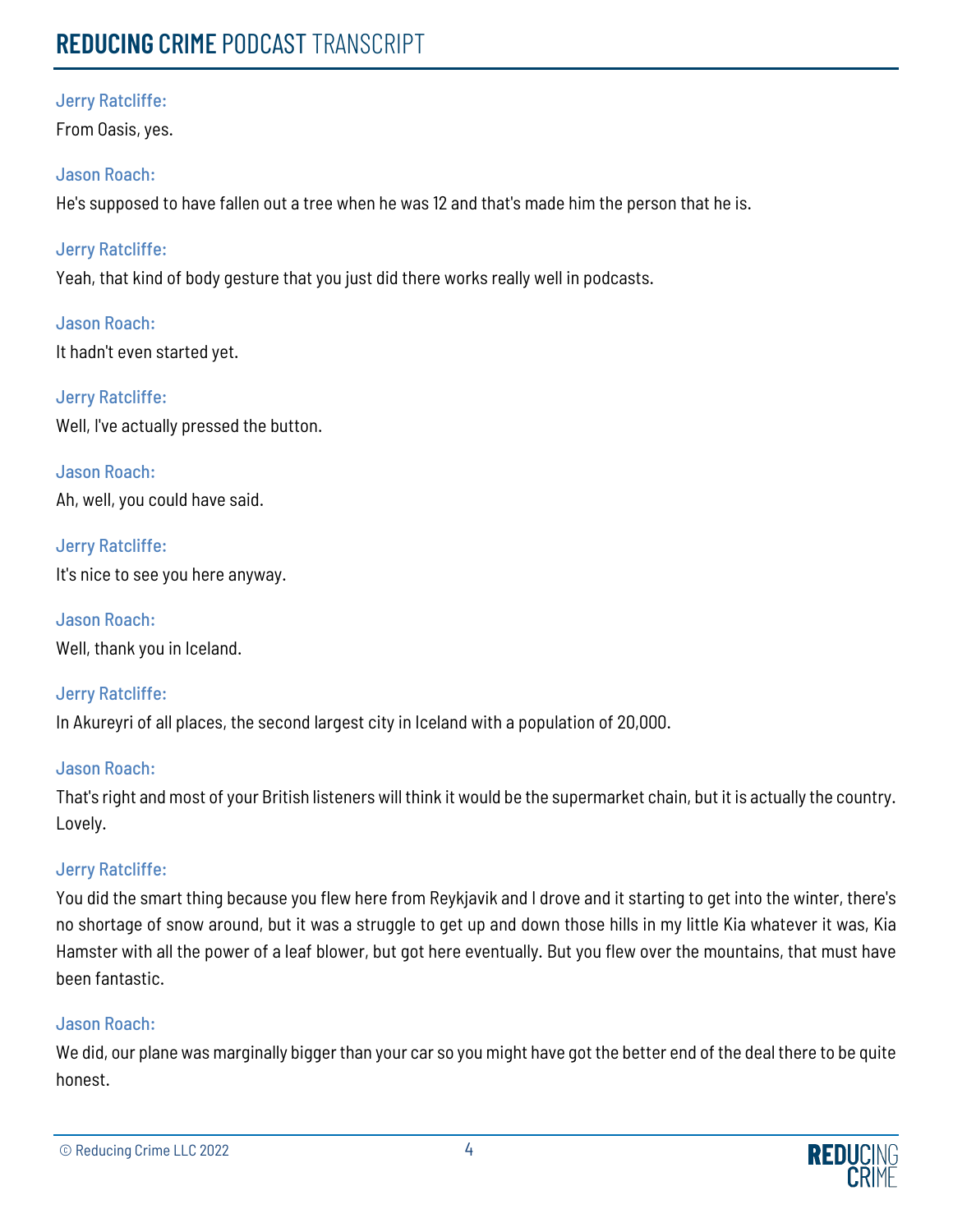**Jerry Ratcliffe:**

From Oasis, yes.

**Jason Roach:**

He's supposed to have fallen out a tree when he was 12 and that's made him the person that he is.

**Jerry Ratcliffe:**

Yeah, that kind of body gesture that you just did there works really well in podcasts.

**Jason Roach:**

It hadn't even started yet.

**Jerry Ratcliffe:**

Well, I've actually pressed the button.

**Jason Roach:**

Ah, well, you could have said.

**Jerry Ratcliffe:**

It's nice to see you here anyway.

**Jason Roach:**

Well, thank you in Iceland.

**Jerry Ratcliffe:**

In Akureyri of all places, the second largest city in Iceland with a population of 20,000.

**Jason Roach:**

That's right and most of your British listeners will think it would be the supermarket chain, but it is actually the country. Lovely.

**Jerry Ratcliffe:**

You did the smart thing because you flew here from Reykjavik and I drove and it starting to get into the winter, there's no shortage of snow around, but it was a struggle to get up and down those hills in my little Kia whatever it was, Kia Hamster with all the power of a leaf blower, but got here eventually. But you flew over the mountains, that must have been fantastic.

**Jason Roach:**

We did, our plane was marginally bigger than your car so you might have got the better end of the deal there to be quite honest.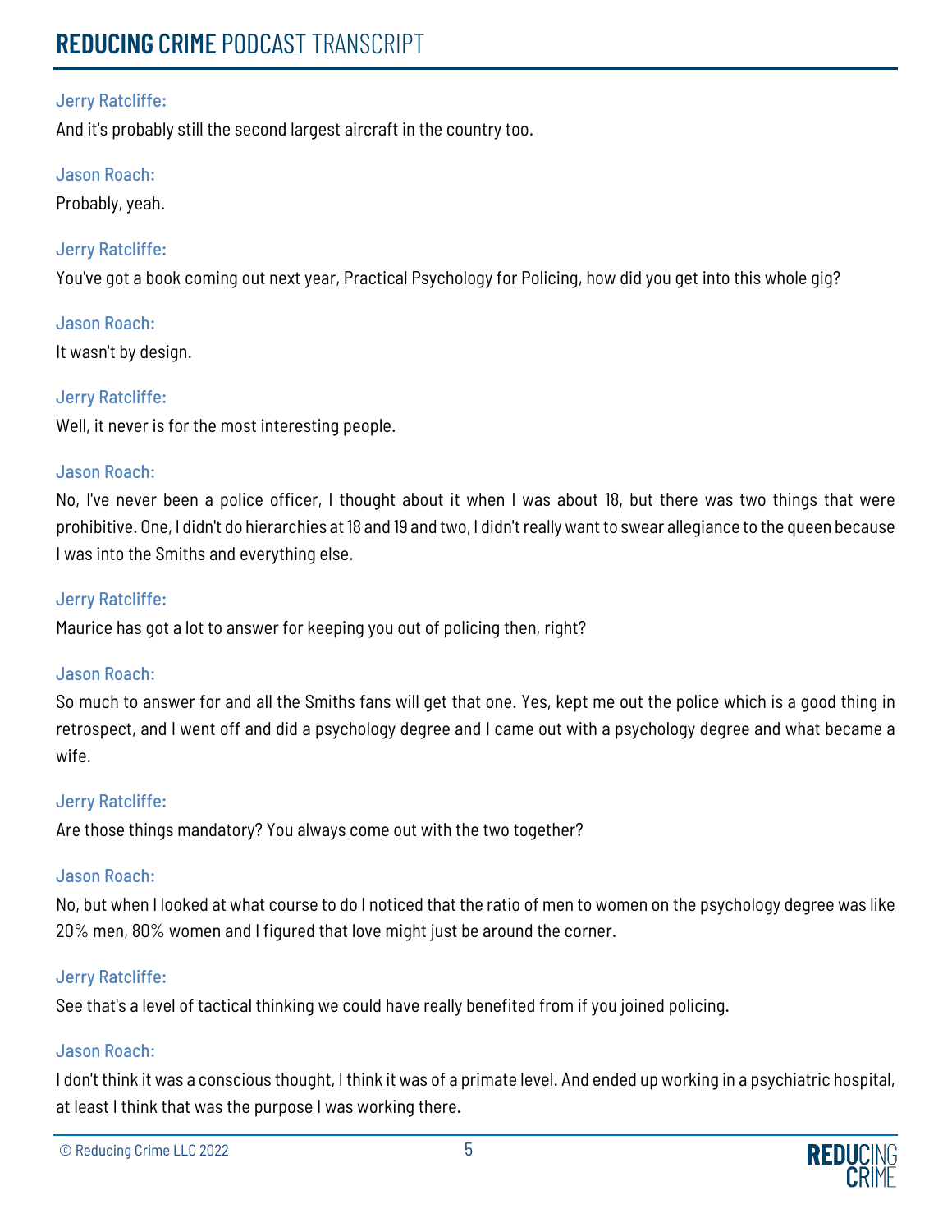**Jerry Ratcliffe:**

And it's probably still the second largest aircraft in the country too.

**Jason Roach:**

Probably, yeah.

**Jerry Ratcliffe:**

You've got a book coming out next year, Practical Psychology for Policing, how did you get into this whole gig?

**Jason Roach:**

It wasn't by design.

**Jerry Ratcliffe:**

Well, it never is for the most interesting people.

**Jason Roach:**

No, I've never been a police officer, I thought about it when I was about 18, but there was two things that were prohibitive. One, I didn't do hierarchies at 18 and 19 and two, I didn't really want to swear allegiance to the queen because I was into the Smiths and everything else.

**Jerry Ratcliffe:**

Maurice has got a lot to answer for keeping you out of policing then, right?

**Jason Roach:**

So much to answer for and all the Smiths fans will get that one. Yes, kept me out the police which is a good thing in retrospect, and I went off and did a psychology degree and I came out with a psychology degree and what became a wife.

**Jerry Ratcliffe:**

Are those things mandatory? You always come out with the two together?

**Jason Roach:**

No, but when I looked at what course to do I noticed that the ratio of men to women on the psychology degree was like 20% men, 80% women and I figured that love might just be around the corner.

**Jerry Ratcliffe:**

See that's a level of tactical thinking we could have really benefited from if you joined policing.

**Jason Roach:**

I don't think it was a conscious thought, I think it was of a primate level. And ended up working in a psychiatric hospital, at least I think that was the purpose I was working there.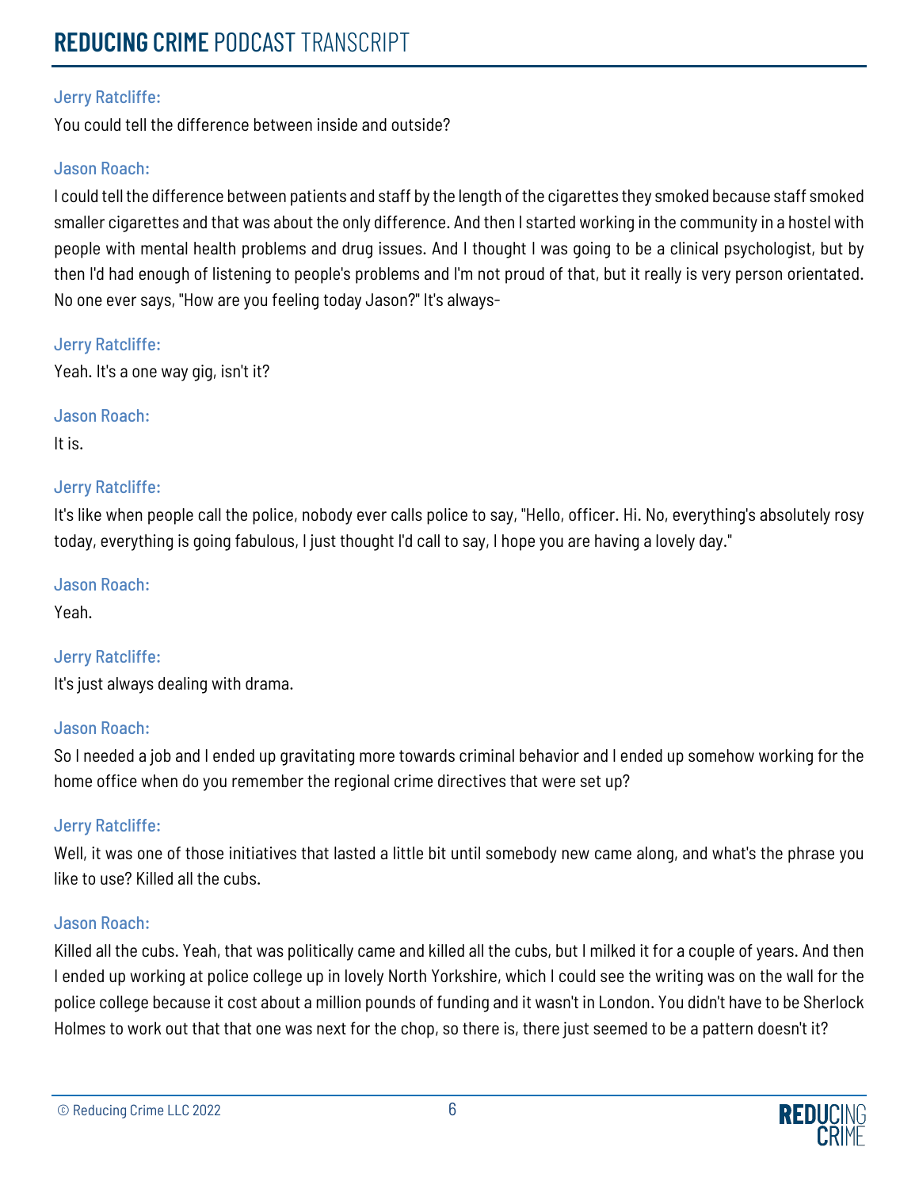Jerry Ratcliffe:

You could tell the difference between inside and outside?

Jason Roach:

I could tell the difference between patients and staff by the length of the cigarettes they smoked because staff smoked smaller cigarettes and that was about the only difference. And then I started working in the community in a hostel with people with mental health problems and drug issues. And I thought I was going to be a clinical psychologist, but by then I'd had enough of listening to people's problems and I'm not proud of that, but it really is very person orientated. No one ever says, "How are you feeling today Jason?" It's always-

Jerry Ratcliffe:

Yeah. It's a one way gig, isn't it?

Jason Roach:

It is.

Jerry Ratcliffe:

It's like when people call the police, nobody ever calls police to say, "Hello, officer. Hi. No, everything's absolutely rosy today, everything is going fabulous, I just thought I'd call to say, I hope you are having a lovely day."

Jason Roach:

Yeah.

Jerry Ratcliffe:

It's just always dealing with drama.

Jason Roach:

So I needed a job and I ended up gravitating more towards criminal behavior and I ended up somehow working for the home office when do you remember the regional crime directives that were set up?

Jerry Ratcliffe:

Well, it was one of those initiatives that lasted a little bit until somebody new came along, and what's the phrase you like to use? Killed all the cubs.

Jason Roach:

Killed all the cubs. Yeah, that was politically came and killed all the cubs, but I milked it for a couple of years. And then I ended up working at police college up in lovely North Yorkshire, which I could see the writing was on the wall for the police college because it cost about a million pounds of funding and it wasn't in London. You didn't have to be Sherlock Holmes to work out that that one was next for the chop, so there is, there just seemed to be a pattern doesn't it?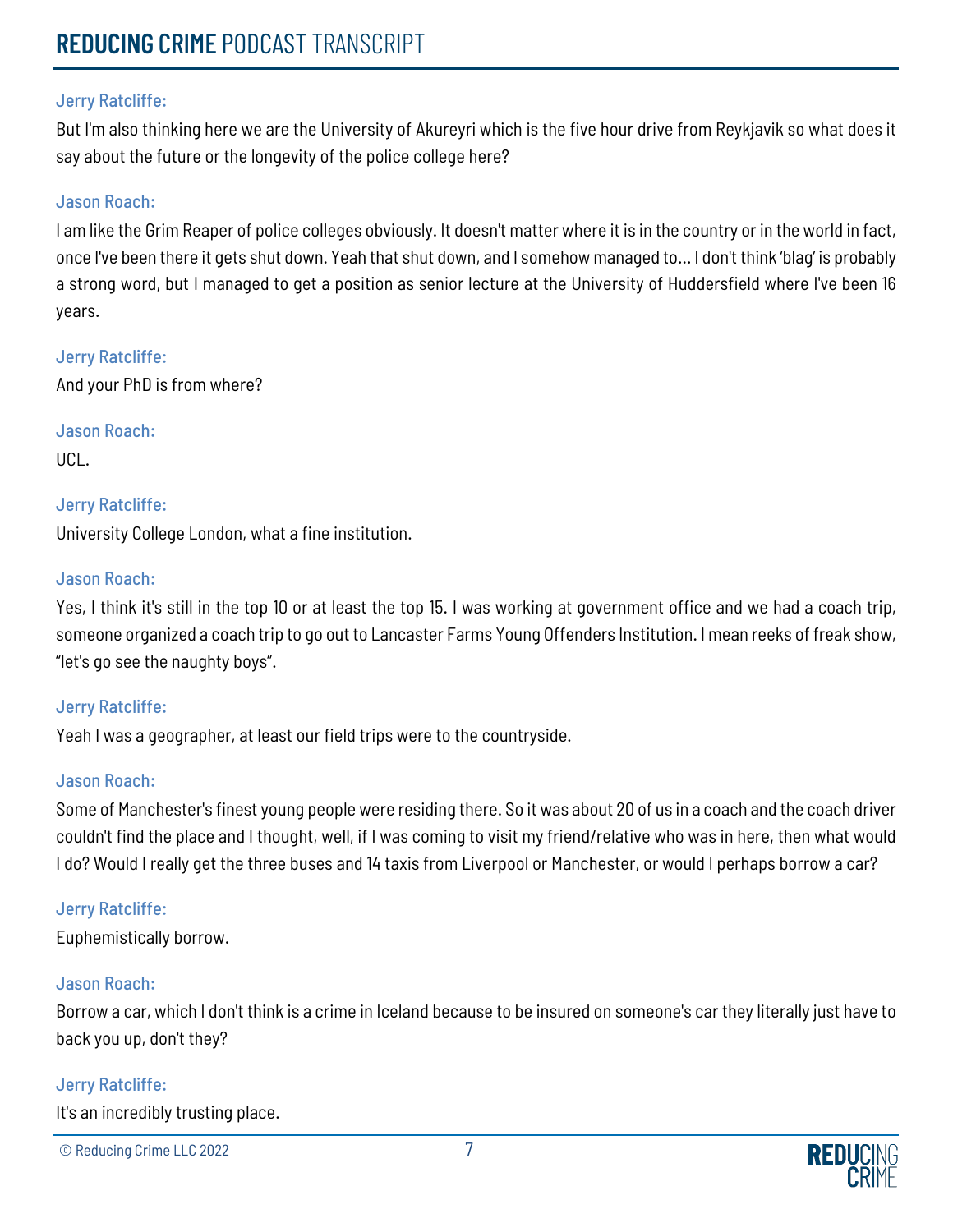Jerry Ratcliffe:

But I'm also thinking here we are the University of Akureyri which is the five hour drive from Reykjavik so what does it say about the future or the longevity of the police college here?

Jason Roach:

I am like the Grim Reaper of police colleges obviously. It doesn't matter where it is in the country or in the world in fact, once I've been there it gets shut down. Yeah that shut down, and I somehow managed to… I don't think 'blag' is probably a strong word, but I managed to get a position as senior lecture at the University of Huddersfield where I've been 16 years.

Jerry Ratcliffe:

And your PhD is from where?

Jason Roach:

UCL.

Jerry Ratcliffe:

University College London, what a fine institution.

Jason Roach:

Yes, I think it's still in the top 10 or at least the top 15. I was working at government office and we had a coach trip, someone organized a coach trip to go out to Lancaster Farms Young Offenders Institution. I mean reeks of freak show, "let's go see the naughty boys".

Jerry Ratcliffe:

Yeah I was a geographer, at least our field trips were to the countryside.

Jason Roach:

Some of Manchester's finest young people were residing there. So it was about 20 of us in a coach and the coach driver couldn't find the place and I thought, well, if I was coming to visit my friend/relative who was in here, then what would I do? Would I really get the three buses and 14 taxis from Liverpool or Manchester, or would I perhaps borrow a car?

Jerry Ratcliffe:

Euphemistically borrow.

Jason Roach:

Borrow a car, which I don't think is a crime in Iceland because to be insured on someone's car they literally just have to back you up, don't they?

Jerry Ratcliffe:

It's an incredibly trusting place.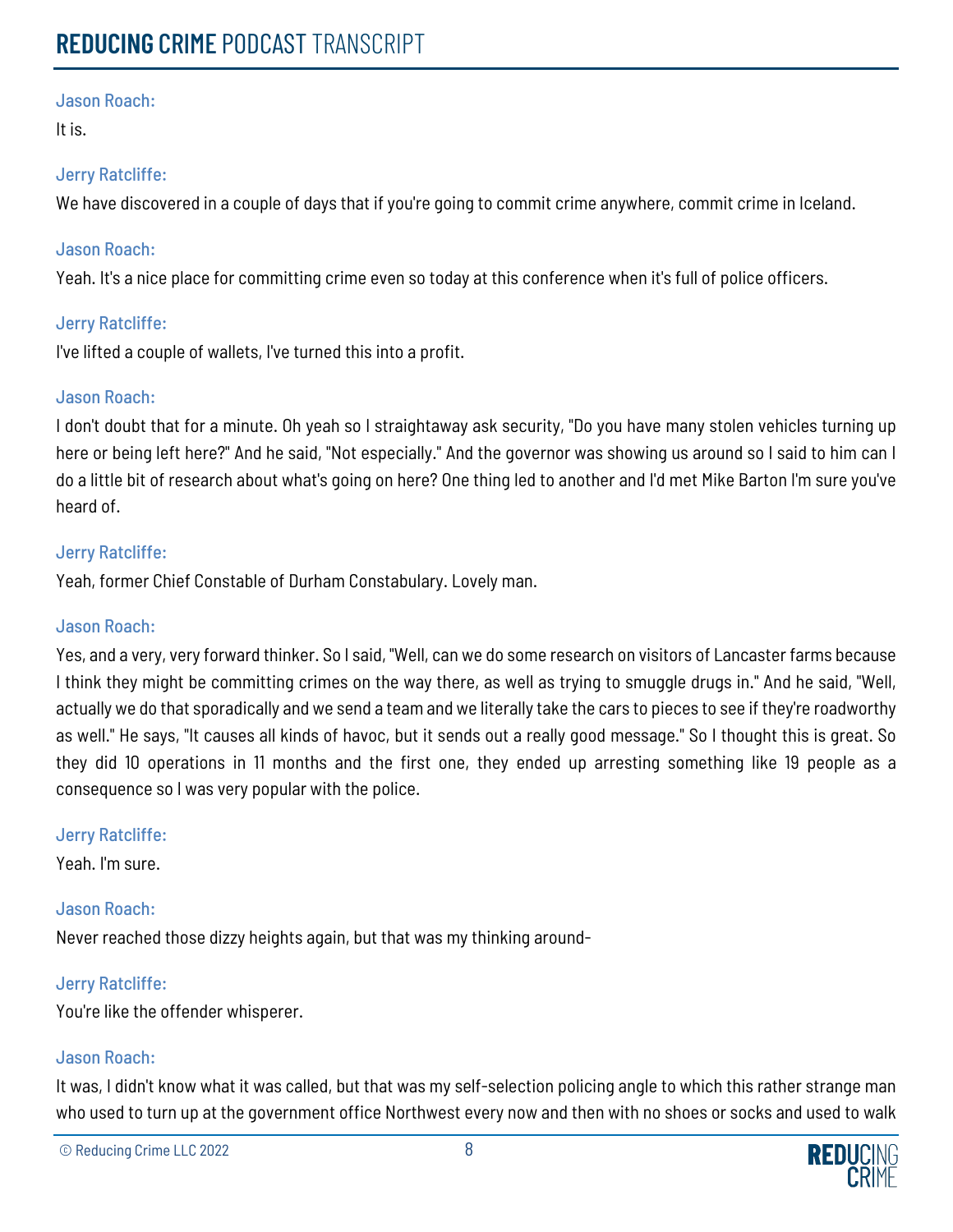Jason Roach:

It is.

Jerry Ratcliffe:

We have discovered in a couple of days that if you're going to commit crime anywhere, commit crime in Iceland.

Jason Roach:

Yeah. It's a nice place for committing crime even so today at this conference when it's full of police officers.

Jerry Ratcliffe:

I've lifted a couple of wallets, I've turned this into a profit.

Jason Roach:

I don't doubt that for a minute. Oh yeah so I straightaway ask security, "Do you have many stolen vehicles turning up here or being left here?" And he said, "Not especially." And the governor was showing us around so I said to him can I do a little bit of research about what's going on here? One thing led to another and I'd met Mike Barton I'm sure you've heard of.

Jerry Ratcliffe:

Yeah, former Chief Constable of Durham Constabulary. Lovely man.

Jason Roach:

Yes, and a very, very forward thinker. So I said, "Well, can we do some research on visitors of Lancaster farms because I think they might be committing crimes on the way there, as well as trying to smuggle drugs in." And he said, "Well, actually we do that sporadically and we send a team and we literally take the cars to pieces to see if they're roadworthy as well." He says, "It causes all kinds of havoc, but it sends out a really good message." So I thought this is great. So they did 10 operations in 11 months and the first one, they ended up arresting something like 19 people as a consequence so I was very popular with the police.

Jerry Ratcliffe:

Yeah. I'm sure.

Jason Roach:

Never reached those dizzy heights again, but that was my thinking around-

Jerry Ratcliffe:

You're like the offender whisperer.

Jason Roach:

It was, I didn't know what it was called, but that was my self-selection policing angle to which this rather strange man who used to turn up at the government office Northwest every now and then with no shoes or socks and used to walk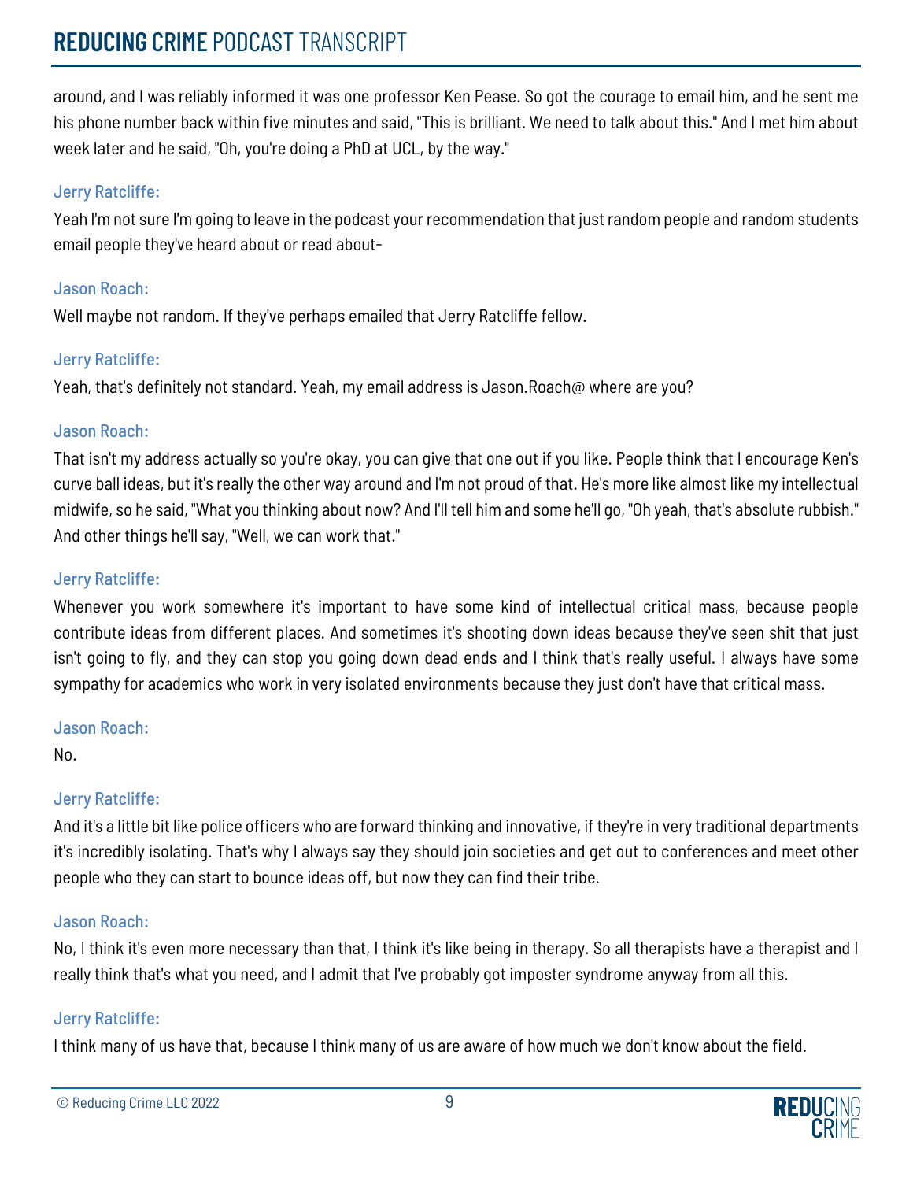around, and I was reliably informed it was one professor Ken Pease. So got the courage to email him, and he sent me his phone number back within five minutes and said, "This is brilliant. We need to talk about this." And I met him about week later and he said, "Oh, you're doing a PhD at UCL, by the way."

Jerry Ratcliffe:

Yeah I'm not sure I'm going to leave in the podcast your recommendation that just random people and random students email people they've heard about or read about-

Jason Roach:

Well maybe not random. If they've perhaps emailed that Jerry Ratcliffe fellow.

Jerry Ratcliffe:

Yeah, that's definitely not standard. Yeah, my email address is Jason.Roach@ where are you?

Jason Roach:

That isn't my address actually so you're okay, you can give that one out if you like. People think that I encourage Ken's curve ball ideas, but it's really the other way around and I'm not proud of that. He's more like almost like my intellectual midwife, so he said, "What you thinking about now? And I'll tell him and some he'll go, "Oh yeah, that's absolute rubbish." And other things he'll say, "Well, we can work that."

Jerry Ratcliffe:

Whenever you work somewhere it's important to have some kind of intellectual critical mass, because people contribute ideas from different places. And sometimes it's shooting down ideas because they've seen shit that just isn't going to fly, and they can stop you going down dead ends and I think that's really useful. I always have some sympathy for academics who work in very isolated environments because they just don't have that critical mass.

Jason Roach:

No.

Jerry Ratcliffe:

And it's a little bit like police officers who are forward thinking and innovative, if they're in very traditional departments it's incredibly isolating. That's why I always say they should join societies and get out to conferences and meet other people who they can start to bounce ideas off, but now they can find their tribe.

Jason Roach:

No, I think it's even more necessary than that, I think it's like being in therapy. So all therapists have a therapist and I really think that's what you need, and I admit that I've probably got imposter syndrome anyway from all this.

Jerry Ratcliffe:

I think many of us have that, because I think many of us are aware of how much we don't know about the field.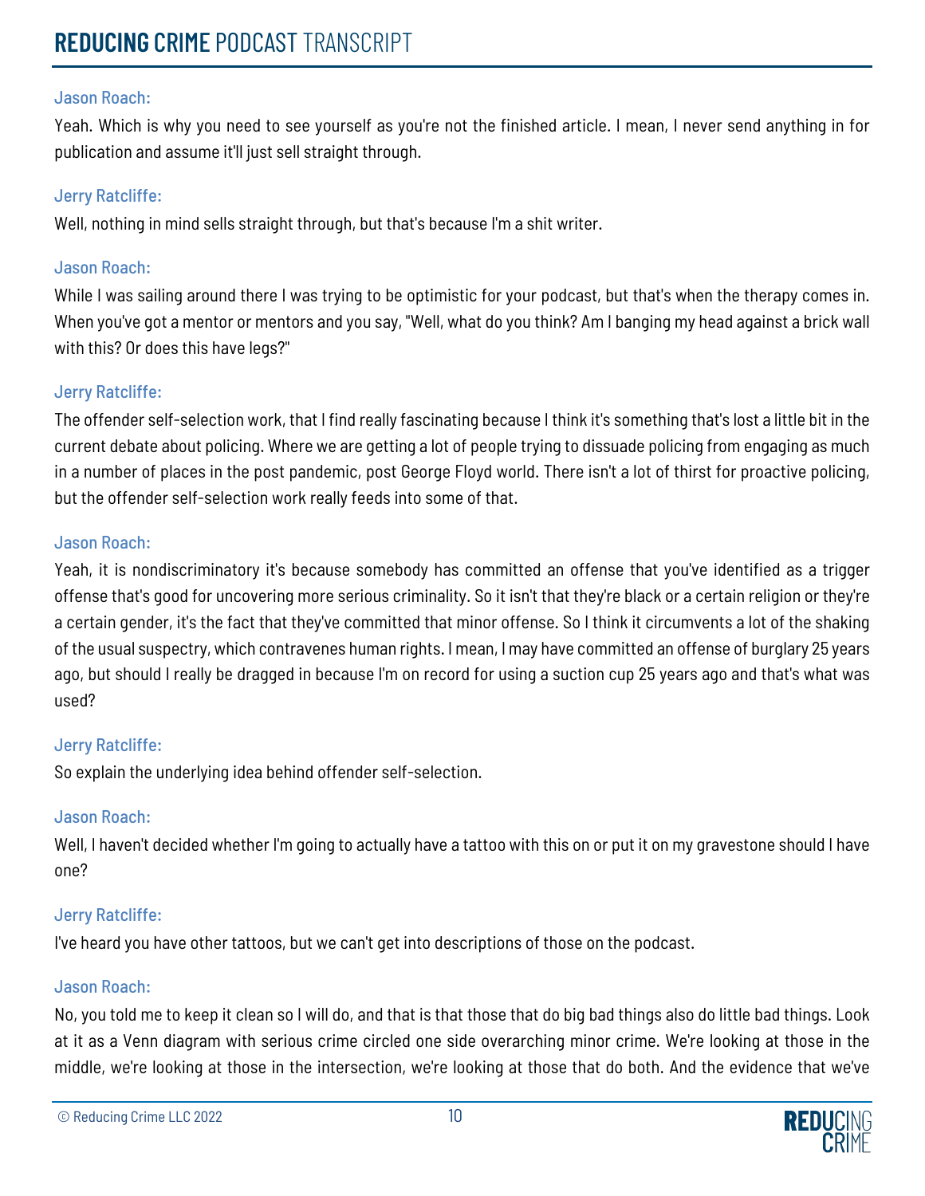**Jason Roach:**

Yeah. Which is why you need to see yourself as you're not the finished article. I mean, I never send anything in for publication and assume it'll just sell straight through.

**Jerry Ratcliffe:**

Well, nothing in mind sells straight through, but that's because I'm a shit writer.

**Jason Roach:**

While I was sailing around there I was trying to be optimistic for your podcast, but that's when the therapy comes in. When you've got a mentor or mentors and you say, "Well, what do you think? Am I banging my head against a brick wall with this? Or does this have legs?"

**Jerry Ratcliffe:**

The offender self-selection work, that I find really fascinating because I think it's something that's lost a little bit in the current debate about policing. Where we are getting a lot of people trying to dissuade policing from engaging as much in a number of places in the post pandemic, post George Floyd world. There isn't a lot of thirst for proactive policing, but the offender self-selection work really feeds into some of that.

**Jason Roach:**

Yeah, it is nondiscriminatory it's because somebody has committed an offense that you've identified as a trigger offense that's good for uncovering more serious criminality. So it isn't that they're black or a certain religion or they're a certain gender, it's the fact that they've committed that minor offense. So I think it circumvents a lot of the shaking of the usual suspectry, which contravenes human rights. I mean, I may have committed an offense of burglary 25 years ago, but should I really be dragged in because I'm on record for using a suction cup 25 years ago and that's what was used?

**Jerry Ratcliffe:**

So explain the underlying idea behind offender self-selection.

**Jason Roach:**

Well, I haven't decided whether I'm going to actually have a tattoo with this on or put it on my gravestone should I have one?

**Jerry Ratcliffe:**

I've heard you have other tattoos, but we can't get into descriptions of those on the podcast.

**Jason Roach:**

No, you told me to keep it clean so I will do, and that is that those that do big bad things also do little bad things. Look at it as a Venn diagram with serious crime circled one side overarching minor crime. We're looking at those in the middle, we're looking at those in the intersection, we're looking at those that do both. And the evidence that we've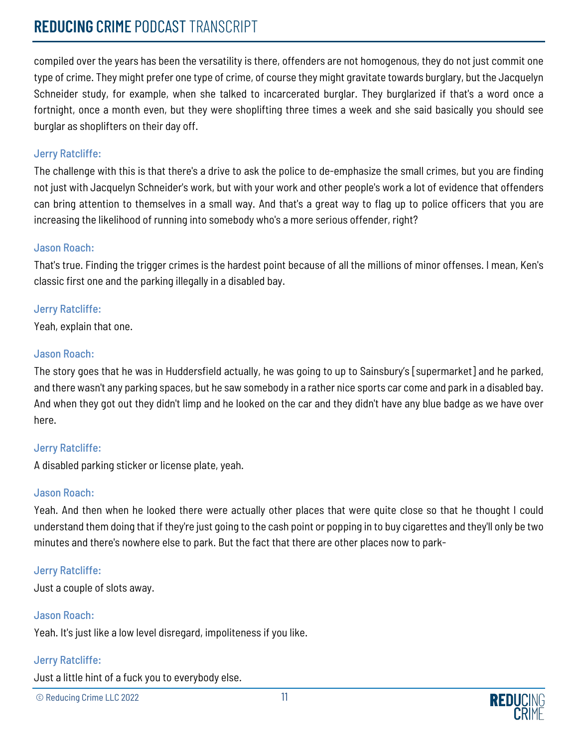compiled over the years has been the versatility is there, offenders are not homogenous, they do not just commit one type of crime. They might prefer one type of crime, of course they might gravitate towards burglary, but the Jacquelyn Schneider study, for example, when she talked to incarcerated burglar. They burglarized if that's a word once a fortnight, once a month even, but they were shoplifting three times a week and she said basically you should see burglar as shoplifters on their day off.

**Jerry Ratcliffe:**

The challenge with this is that there's a drive to ask the police to de-emphasize the small crimes, but you are finding not just with Jacquelyn Schneider's work, but with your work and other people's work a lot of evidence that offenders can bring attention to themselves in a small way. And that's a great way to flag up to police officers that you are increasing the likelihood of running into somebody who's a more serious offender, right?

**Jason Roach:**

That's true. Finding the trigger crimes is the hardest point because of all the millions of minor offenses. I mean, Ken's classic first one and the parking illegally in a disabled bay.

**Jerry Ratcliffe:**

Yeah, explain that one.

**Jason Roach:**

The story goes that he was in Huddersfield actually, he was going to up to Sainsbury's [supermarket] and he parked, and there wasn't any parking spaces, but he saw somebody in a rather nice sports car come and park in a disabled bay. And when they got out they didn't limp and he looked on the car and they didn't have any blue badge as we have over here.

**Jerry Ratcliffe:**

A disabled parking sticker or license plate, yeah.

**Jason Roach:**

Yeah. And then when he looked there were actually other places that were quite close so that he thought I could understand them doing that if they're just going to the cash point or popping in to buy cigarettes and they'll only be two minutes and there's nowhere else to park. But the fact that there are other places now to park-

**Jerry Ratcliffe:**

Just a couple of slots away.

**Jason Roach:**

Yeah. It's just like a low level disregard, impoliteness if you like.

**Jerry Ratcliffe:**

Just a little hint of a fuck you to everybody else.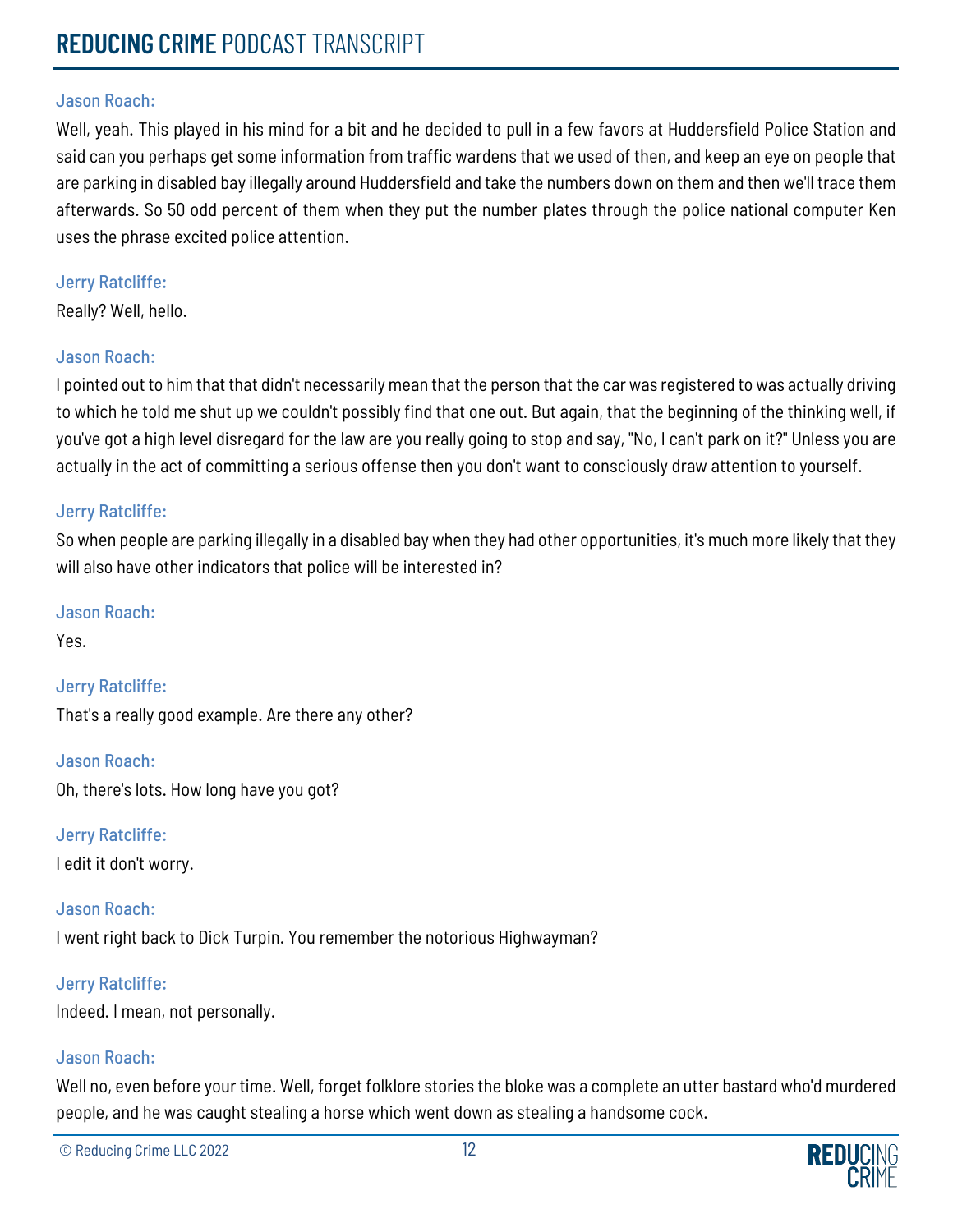**Jason Roach:**

Well, yeah. This played in his mind for a bit and he decided to pull in a few favors at Huddersfield Police Station and said can you perhaps get some information from traffic wardens that we used of then, and keep an eye on people that are parking in disabled bay illegally around Huddersfield and take the numbers down on them and then we'll trace them afterwards. So 50 odd percent of them when they put the number plates through the police national computer Ken uses the phrase excited police attention.

**Jerry Ratcliffe:**

Really? Well, hello.

**Jason Roach:**

I pointed out to him that that didn't necessarily mean that the person that the car was registered to was actually driving to which he told me shut up we couldn't possibly find that one out. But again, that the beginning of the thinking well, if you've got a high level disregard for the law are you really going to stop and say, "No, I can't park on it?" Unless you are actually in the act of committing a serious offense then you don't want to consciously draw attention to yourself.

**Jerry Ratcliffe:**

So when people are parking illegally in a disabled bay when they had other opportunities, it's much more likely that they will also have other indicators that police will be interested in?

**Jason Roach:**

Yes.

**Jerry Ratcliffe:**

That's a really good example. Are there any other?

**Jason Roach:**

Oh, there's lots. How long have you got?

**Jerry Ratcliffe:**

I edit it don't worry.

**Jason Roach:**

I went right back to Dick Turpin. You remember the notorious Highwayman?

**Jerry Ratcliffe:**

Indeed. I mean, not personally.

**Jason Roach:**

Well no, even before your time. Well, forget folklore stories the bloke was a complete an utter bastard who'd murdered people, and he was caught stealing a horse which went down as stealing a handsome cock.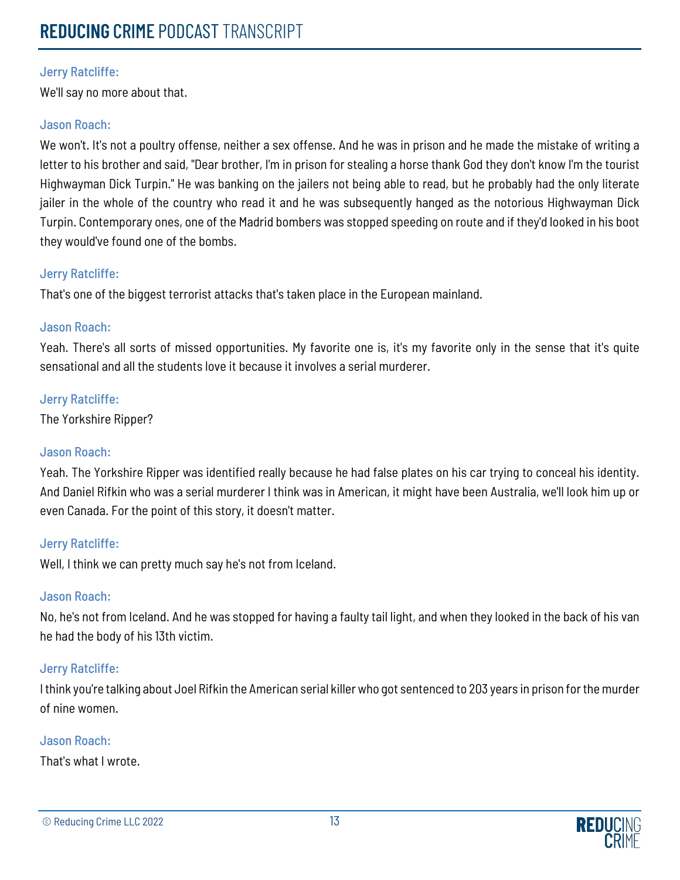**Jerry Ratcliffe:**

We'll say no more about that.

**Jason Roach:**

We won't. It's not a poultry offense, neither a sex offense. And he was in prison and he made the mistake of writing a letter to his brother and said, "Dear brother, I'm in prison for stealing a horse thank God they don't know I'm the tourist Highwayman Dick Turpin." He was banking on the jailers not being able to read, but he probably had the only literate jailer in the whole of the country who read it and he was subsequently hanged as the notorious Highwayman Dick Turpin. Contemporary ones, one of the Madrid bombers was stopped speeding on route and if they'd looked in his boot they would've found one of the bombs.

**Jerry Ratcliffe:**

That's one of the biggest terrorist attacks that's taken place in the European mainland.

**Jason Roach:**

Yeah. There's all sorts of missed opportunities. My favorite one is, it's my favorite only in the sense that it's quite sensational and all the students love it because it involves a serial murderer.

**Jerry Ratcliffe:**

The Yorkshire Ripper?

**Jason Roach:**

Yeah. The Yorkshire Ripper was identified really because he had false plates on his car trying to conceal his identity. And Daniel Rifkin who was a serial murderer I think was in American, it might have been Australia, we'll look him up or even Canada. For the point of this story, it doesn't matter.

**Jerry Ratcliffe:**

Well, I think we can pretty much say he's not from Iceland.

**Jason Roach:**

No, he's not from Iceland. And he was stopped for having a faulty tail light, and when they looked in the back of his van he had the body of his 13th victim.

**Jerry Ratcliffe:**

I think you're talking about Joel Rifkin the American serial killer who got sentenced to 203 years in prison for the murder of nine women.

**Jason Roach:**

That's what I wrote.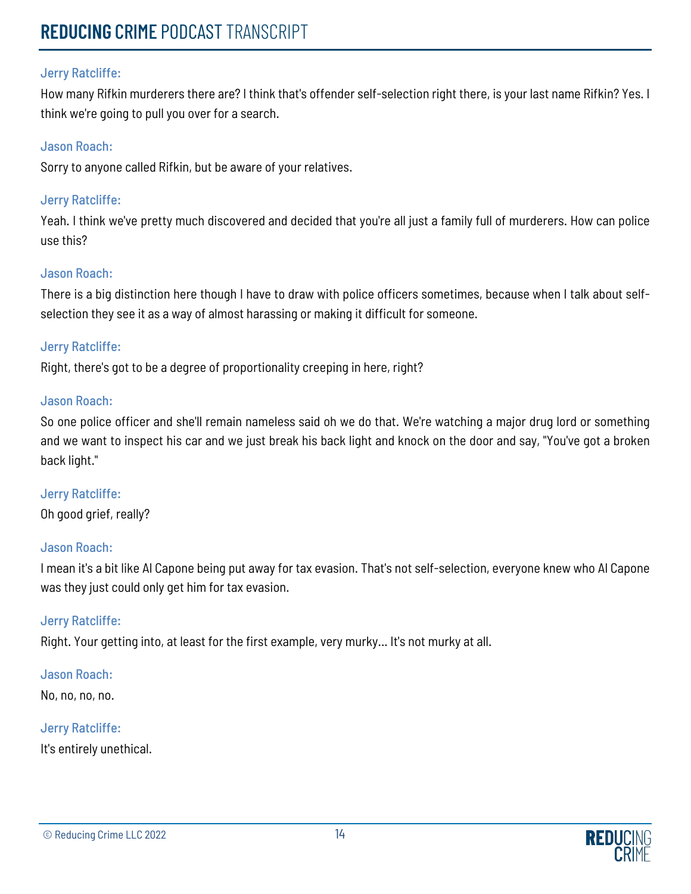**Jerry Ratcliffe:**

How many Rifkin murderers there are? I think that's offender self-selection right there, is your last name Rifkin? Yes. I think we're going to pull you over for a search.

**Jason Roach:**

Sorry to anyone called Rifkin, but be aware of your relatives.

**Jerry Ratcliffe:**

Yeah. I think we've pretty much discovered and decided that you're all just a family full of murderers. How can police use this?

**Jason Roach:**

There is a big distinction here though I have to draw with police officers sometimes, because when I talk about self-selection they see it as a way of almost harassing or making it difficult for someone.

**Jerry Ratcliffe:**

Right, there's got to be a degree of proportionality creeping in here, right?

**Jason Roach:**

So one police officer and she'll remain nameless said oh we do that. We're watching a major drug lord or something and we want to inspect his car and we just break his back light and knock on the door and say, "You've got a broken back light."

**Jerry Ratcliffe:**

Oh good grief, really?

**Jason Roach:**

I mean it's a bit like Al Capone being put away for tax evasion. That's not self-selection, everyone knew who Al Capone was they just could only get him for tax evasion.

**Jerry Ratcliffe:**

Right. Your getting into, at least for the first example, very murky... It's not murky at all.

**Jason Roach:**

No, no, no, no.

**Jerry Ratcliffe:**

It's entirely unethical.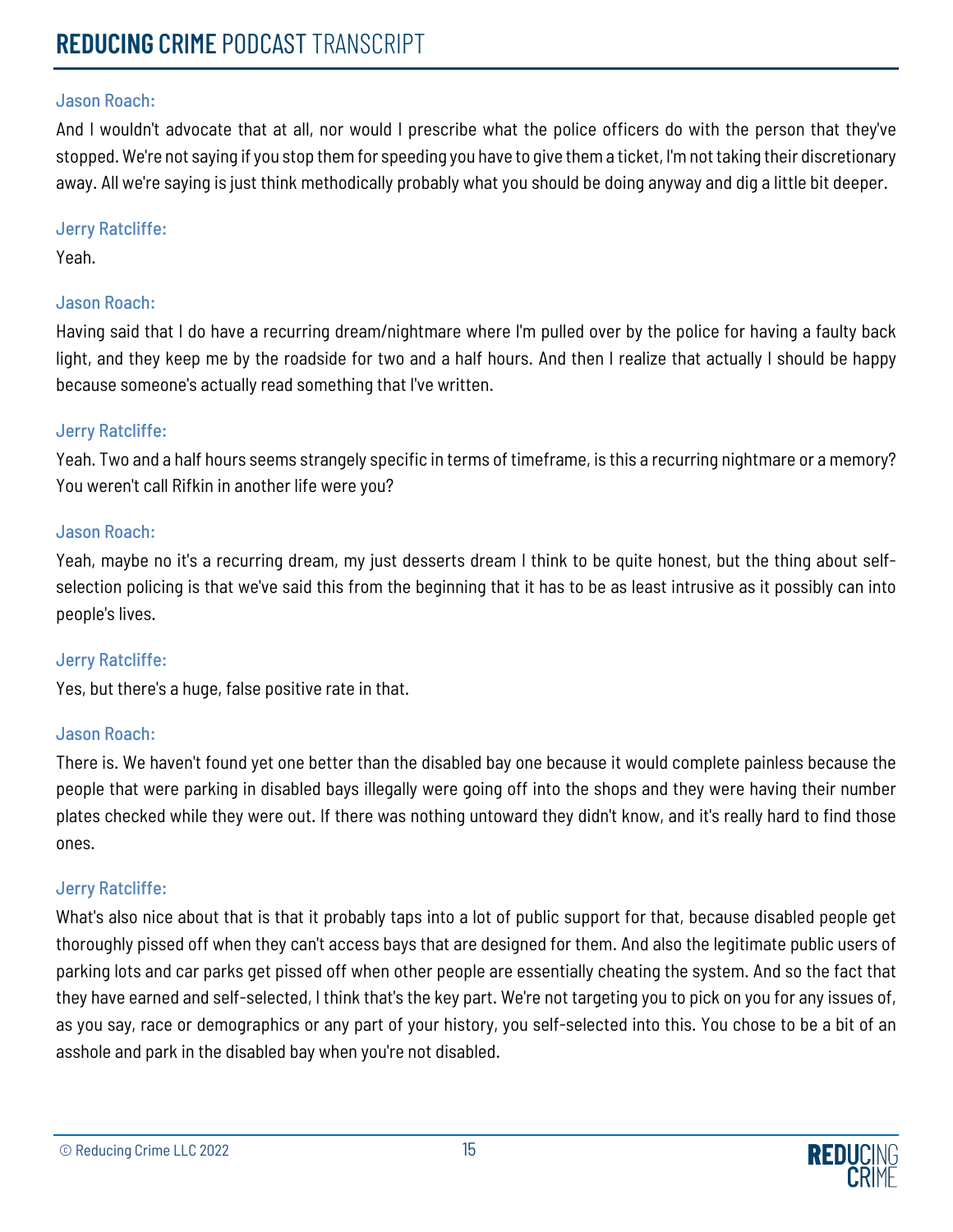**Jason Roach:**

And I wouldn't advocate that at all, nor would I prescribe what the police officers do with the person that they've stopped. We're not saying if you stop them for speeding you have to give them a ticket, I'm not taking their discretionary away. All we're saying is just think methodically probably what you should be doing anyway and dig a little bit deeper.

**Jerry Ratcliffe:**

Yeah.

**Jason Roach:**

Having said that I do have a recurring dream/nightmare where I'm pulled over by the police for having a faulty back light, and they keep me by the roadside for two and a half hours. And then I realize that actually I should be happy because someone's actually read something that I've written.

**Jerry Ratcliffe:**

Yeah. Two and a half hours seems strangely specific in terms of timeframe, is this a recurring nightmare or a memory? You weren't call Rifkin in another life were you?

**Jason Roach:**

Yeah, maybe no it's a recurring dream, my just desserts dream I think to be quite honest, but the thing about self-selection policing is that we've said this from the beginning that it has to be as least intrusive as it possibly can into people's lives.

**Jerry Ratcliffe:**

Yes, but there's a huge, false positive rate in that.

**Jason Roach:**

There is. We haven't found yet one better than the disabled bay one because it would complete painless because the people that were parking in disabled bays illegally were going off into the shops and they were having their number plates checked while they were out. If there was nothing untoward they didn't know, and it's really hard to find those ones.

**Jerry Ratcliffe:**

What's also nice about that is that it probably taps into a lot of public support for that, because disabled people get thoroughly pissed off when they can't access bays that are designed for them. And also the legitimate public users of parking lots and car parks get pissed off when other people are essentially cheating the system. And so the fact that they have earned and self-selected, I think that's the key part. We're not targeting you to pick on you for any issues of, as you say, race or demographics or any part of your history, you self-selected into this. You chose to be a bit of an asshole and park in the disabled bay when you're not disabled.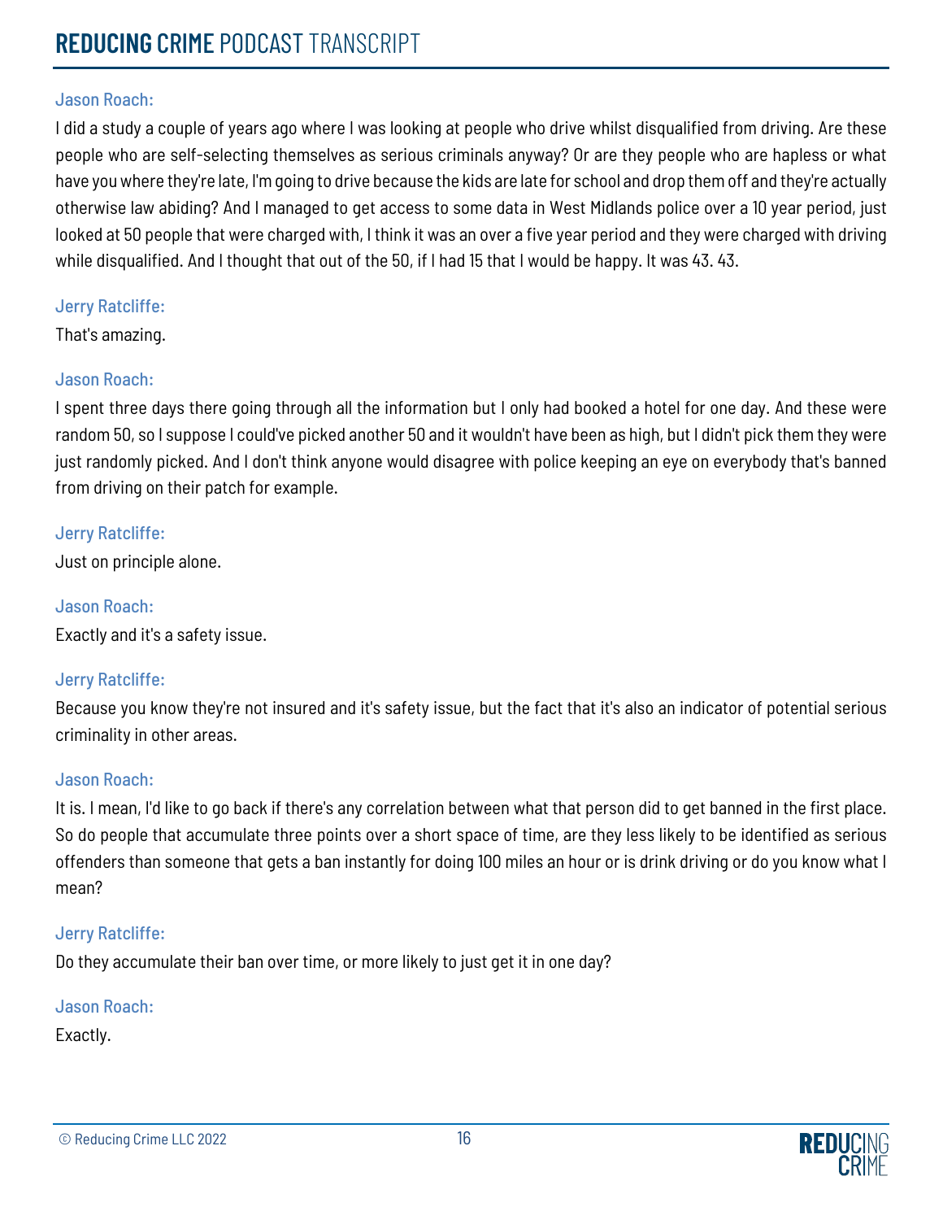Jason Roach:

I did a study a couple of years ago where I was looking at people who drive whilst disqualified from driving. Are these people who are self-selecting themselves as serious criminals anyway? Or are they people who are hapless or what have you where they're late, I'm going to drive because the kids are late for school and drop them off and they're actually otherwise law abiding? And I managed to get access to some data in West Midlands police over a 10 year period, just looked at 50 people that were charged with, I think it was an over a five year period and they were charged with driving while disqualified. And I thought that out of the 50, if I had 15 that I would be happy. It was 43. 43.

Jerry Ratcliffe:

That's amazing.

Jason Roach:

I spent three days there going through all the information but I only had booked a hotel for one day. And these were random 50, so I suppose I could've picked another 50 and it wouldn't have been as high, but I didn't pick them they were just randomly picked. And I don't think anyone would disagree with police keeping an eye on everybody that's banned from driving on their patch for example.

Jerry Ratcliffe:

Just on principle alone.

Jason Roach:

Exactly and it's a safety issue.

Jerry Ratcliffe:

Because you know they're not insured and it's safety issue, but the fact that it's also an indicator of potential serious criminality in other areas.

Jason Roach:

It is. I mean, I'd like to go back if there's any correlation between what that person did to get banned in the first place. So do people that accumulate three points over a short space of time, are they less likely to be identified as serious offenders than someone that gets a ban instantly for doing 100 miles an hour or is drink driving or do you know what I mean?

Jerry Ratcliffe:

Do they accumulate their ban over time, or more likely to just get it in one day?

Jason Roach:

Exactly.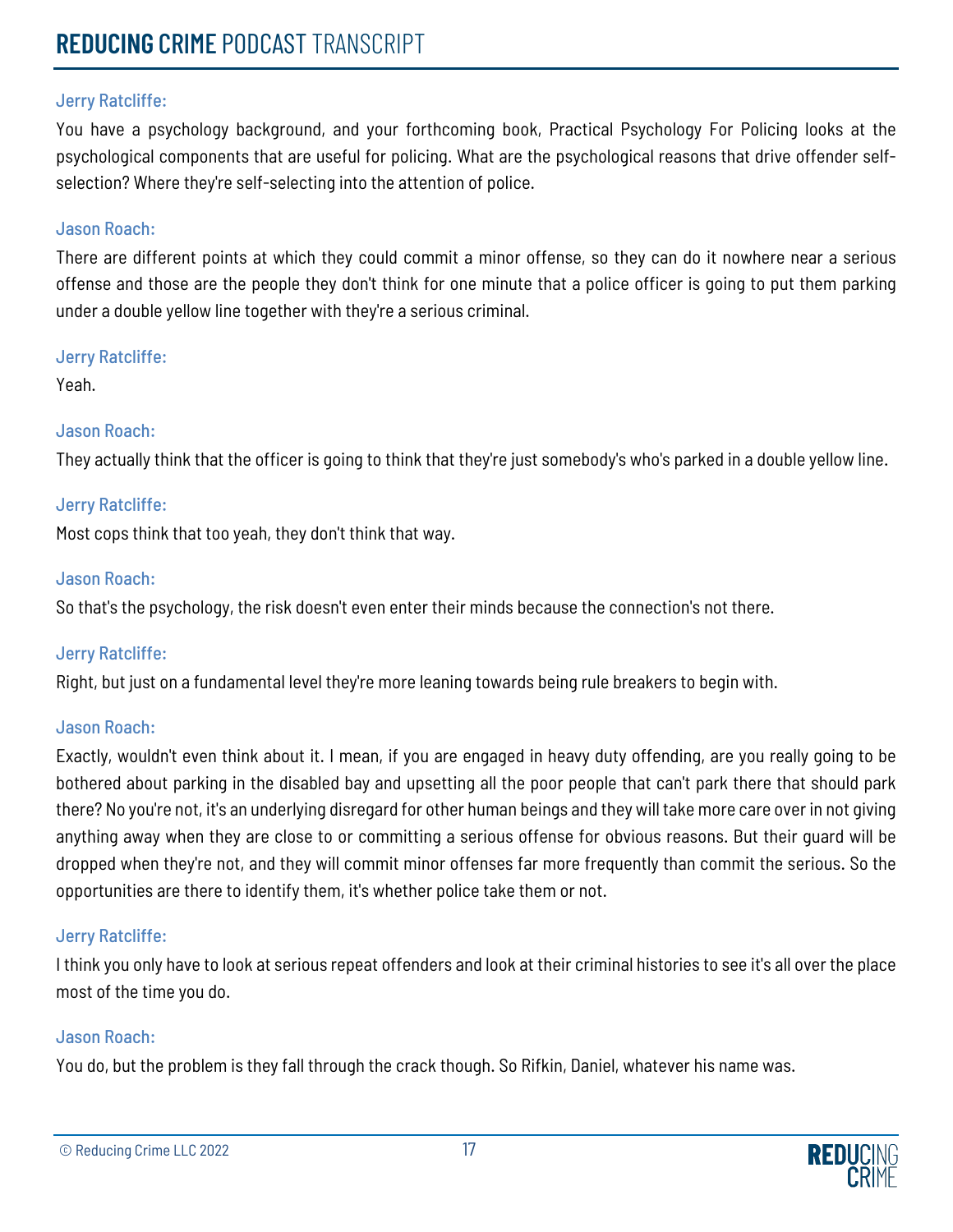**Jerry Ratcliffe:**

You have a psychology background, and your forthcoming book, Practical Psychology For Policing looks at the psychological components that are useful for policing. What are the psychological reasons that drive offender self-selection? Where they're self-selecting into the attention of police.

**Jason Roach:**

There are different points at which they could commit a minor offense, so they can do it nowhere near a serious offense and those are the people they don't think for one minute that a police officer is going to put them parking under a double yellow line together with they're a serious criminal.

**Jerry Ratcliffe:**

Yeah.

**Jason Roach:**

They actually think that the officer is going to think that they're just somebody's who's parked in a double yellow line.

**Jerry Ratcliffe:**

Most cops think that too yeah, they don't think that way.

**Jason Roach:**

So that's the psychology, the risk doesn't even enter their minds because the connection's not there.

**Jerry Ratcliffe:**

Right, but just on a fundamental level they're more leaning towards being rule breakers to begin with.

**Jason Roach:**

Exactly, wouldn't even think about it. I mean, if you are engaged in heavy duty offending, are you really going to be bothered about parking in the disabled bay and upsetting all the poor people that can't park there that should park there? No you're not, it's an underlying disregard for other human beings and they will take more care over in not giving anything away when they are close to or committing a serious offense for obvious reasons. But their guard will be dropped when they're not, and they will commit minor offenses far more frequently than commit the serious. So the opportunities are there to identify them, it's whether police take them or not.

**Jerry Ratcliffe:**

I think you only have to look at serious repeat offenders and look at their criminal histories to see it's all over the place most of the time you do.

**Jason Roach:**

You do, but the problem is they fall through the crack though. So Rifkin, Daniel, whatever his name was.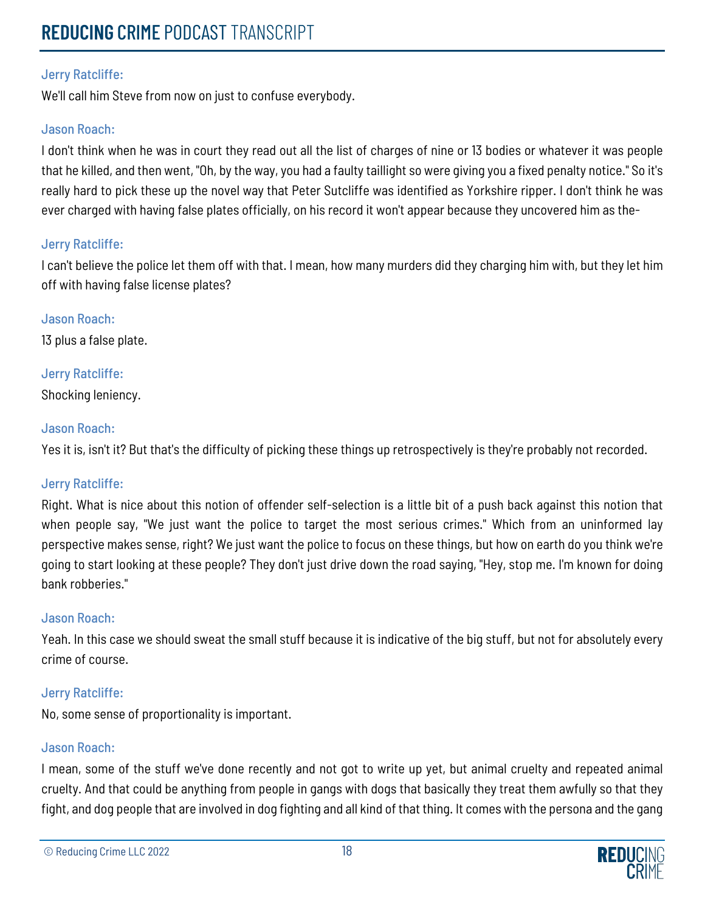Jerry Ratcliffe:

We'll call him Steve from now on just to confuse everybody.

Jason Roach:

I don't think when he was in court they read out all the list of charges of nine or 13 bodies or whatever it was people that he killed, and then went, "Oh, by the way, you had a faulty taillight so were giving you a fixed penalty notice." So it's really hard to pick these up the novel way that Peter Sutcliffe was identified as Yorkshire ripper. I don't think he was ever charged with having false plates officially, on his record it won't appear because they uncovered him as the-

Jerry Ratcliffe:

I can't believe the police let them off with that. I mean, how many murders did they charging him with, but they let him off with having false license plates?

Jason Roach:

13 plus a false plate.

Jerry Ratcliffe:

Shocking leniency.

Jason Roach:

Yes it is, isn't it? But that's the difficulty of picking these things up retrospectively is they're probably not recorded.

Jerry Ratcliffe:

Right. What is nice about this notion of offender self-selection is a little bit of a push back against this notion that when people say, "We just want the police to target the most serious crimes." Which from an uninformed lay perspective makes sense, right? We just want the police to focus on these things, but how on earth do you think we're going to start looking at these people? They don't just drive down the road saying, "Hey, stop me. I'm known for doing bank robberies."

Jason Roach:

Yeah. In this case we should sweat the small stuff because it is indicative of the big stuff, but not for absolutely every crime of course.

Jerry Ratcliffe:

No, some sense of proportionality is important.

Jason Roach:

I mean, some of the stuff we've done recently and not got to write up yet, but animal cruelty and repeated animal cruelty. And that could be anything from people in gangs with dogs that basically they treat them awfully so that they fight, and dog people that are involved in dog fighting and all kind of that thing. It comes with the persona and the gang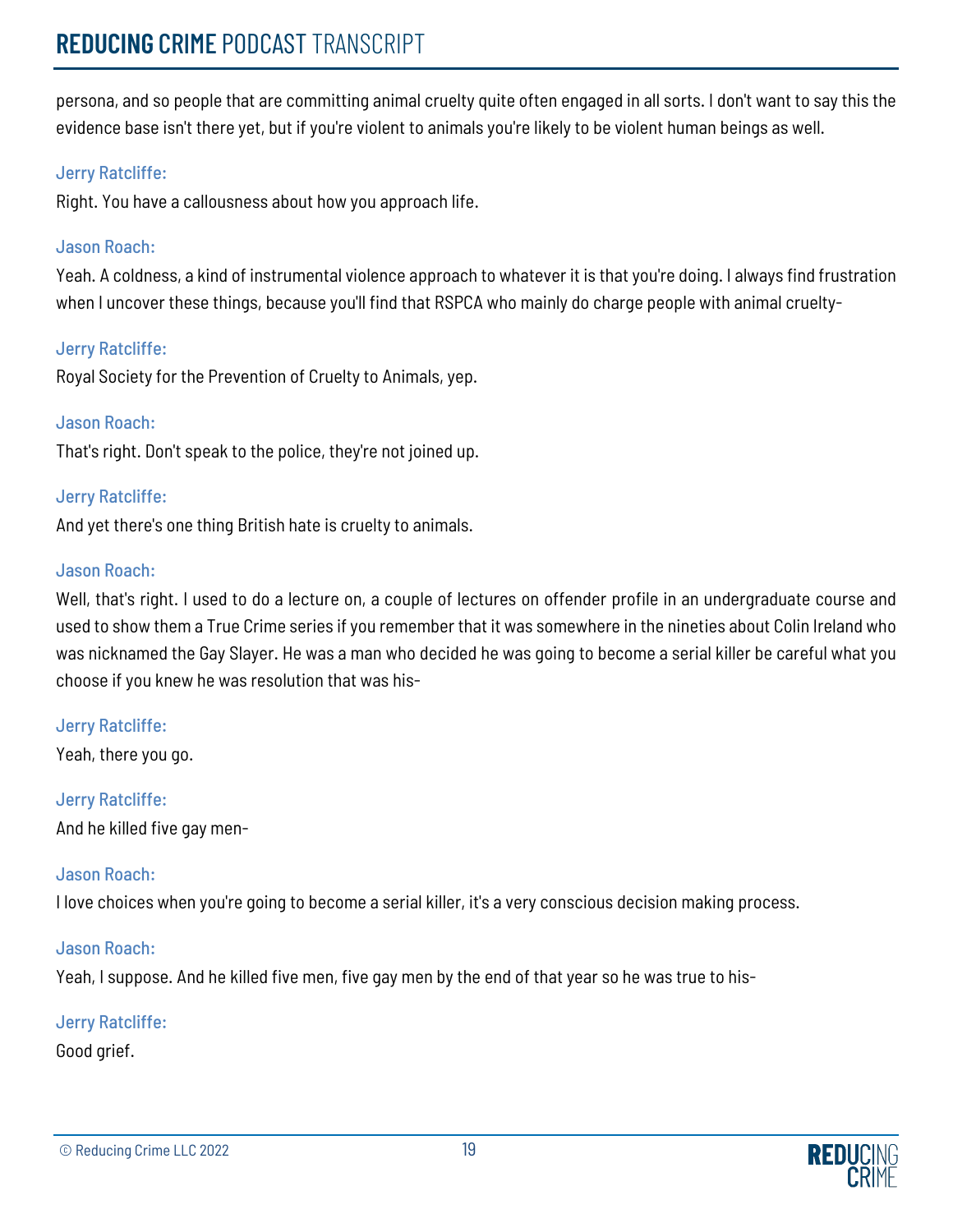persona, and so people that are committing animal cruelty quite often engaged in all sorts. I don't want to say this the evidence base isn't there yet, but if you're violent to animals you're likely to be violent human beings as well.

Jerry Ratcliffe:

Right. You have a callousness about how you approach life.

Jason Roach:

Yeah. A coldness, a kind of instrumental violence approach to whatever it is that you're doing. I always find frustration when I uncover these things, because you'll find that RSPCA who mainly do charge people with animal cruelty-

Jerry Ratcliffe:

Royal Society for the Prevention of Cruelty to Animals, yep.

Jason Roach:

That's right. Don't speak to the police, they're not joined up.

Jerry Ratcliffe:

And yet there's one thing British hate is cruelty to animals.

Jason Roach:

Well, that's right. I used to do a lecture on, a couple of lectures on offender profile in an undergraduate course and used to show them a True Crime series if you remember that it was somewhere in the nineties about Colin Ireland who was nicknamed the Gay Slayer. He was a man who decided he was going to become a serial killer be careful what you choose if you knew he was resolution that was his-

Jerry Ratcliffe:

Yeah, there you go.

Jerry Ratcliffe:

And he killed five gay men-

Jason Roach:

I love choices when you're going to become a serial killer, it's a very conscious decision making process.

Jason Roach:

Yeah, I suppose. And he killed five men, five gay men by the end of that year so he was true to his-

Jerry Ratcliffe:

Good grief.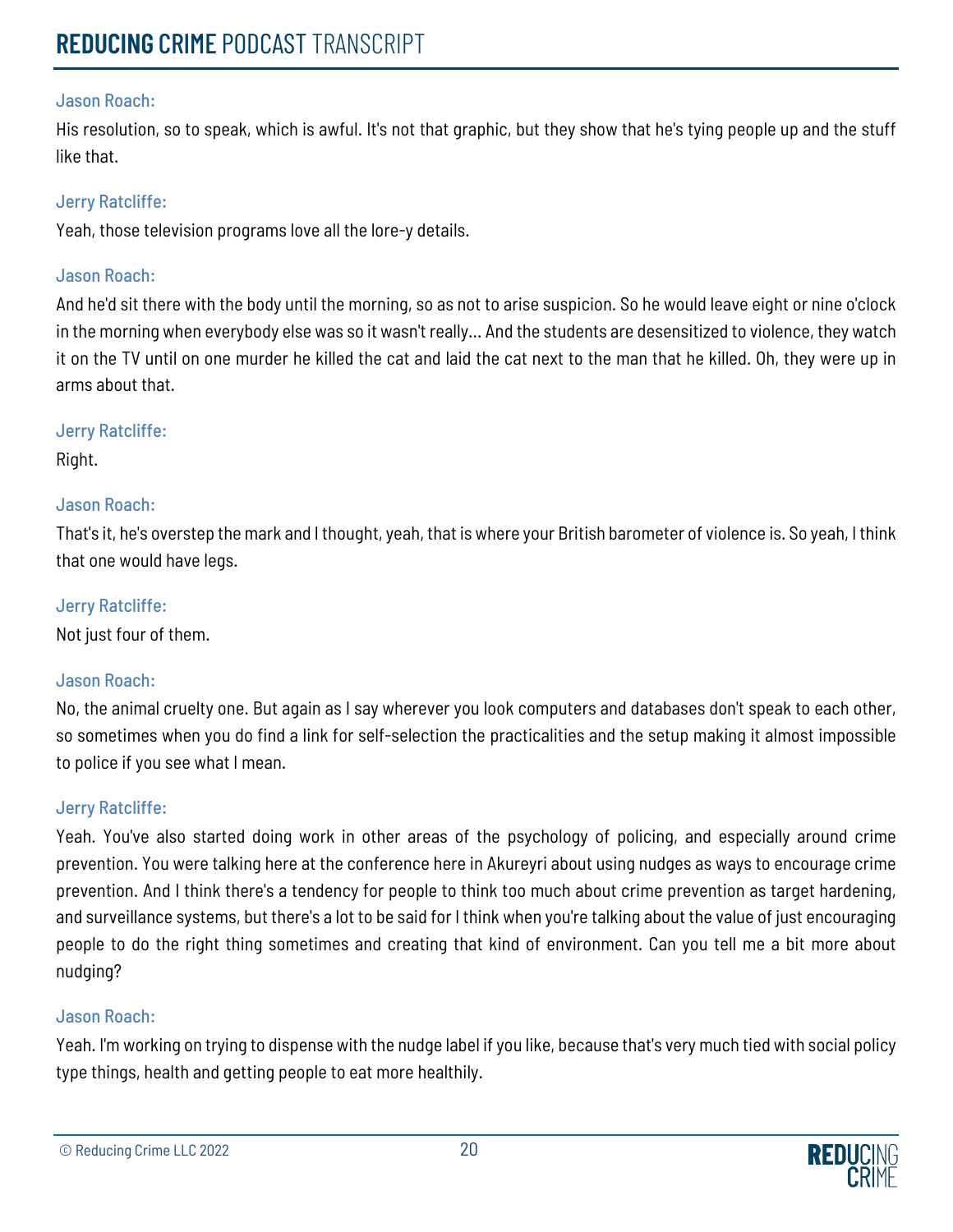Jason Roach:

His resolution, so to speak, which is awful. It's not that graphic, but they show that he's tying people up and the stuff like that.

Jerry Ratcliffe:

Yeah, those television programs love all the lore-y details.

Jason Roach:

And he'd sit there with the body until the morning, so as not to arise suspicion. So he would leave eight or nine o'clock in the morning when everybody else was so it wasn't really... And the students are desensitized to violence, they watch it on the TV until on one murder he killed the cat and laid the cat next to the man that he killed. Oh, they were up in arms about that.

Jerry Ratcliffe:

Right.

Jason Roach:

That's it, he's overstep the mark and I thought, yeah, that is where your British barometer of violence is. So yeah, I think that one would have legs.

Jerry Ratcliffe:

Not just four of them.

Jason Roach:

No, the animal cruelty one. But again as I say wherever you look computers and databases don't speak to each other, so sometimes when you do find a link for self-selection the practicalities and the setup making it almost impossible to police if you see what I mean.

Jerry Ratcliffe:

Yeah. You've also started doing work in other areas of the psychology of policing, and especially around crime prevention. You were talking here at the conference here in Akureyri about using nudges as ways to encourage crime prevention. And I think there's a tendency for people to think too much about crime prevention as target hardening, and surveillance systems, but there's a lot to be said for I think when you're talking about the value of just encouraging people to do the right thing sometimes and creating that kind of environment. Can you tell me a bit more about nudging?

Jason Roach:

Yeah. I'm working on trying to dispense with the nudge label if you like, because that's very much tied with social policy type things, health and getting people to eat more healthily.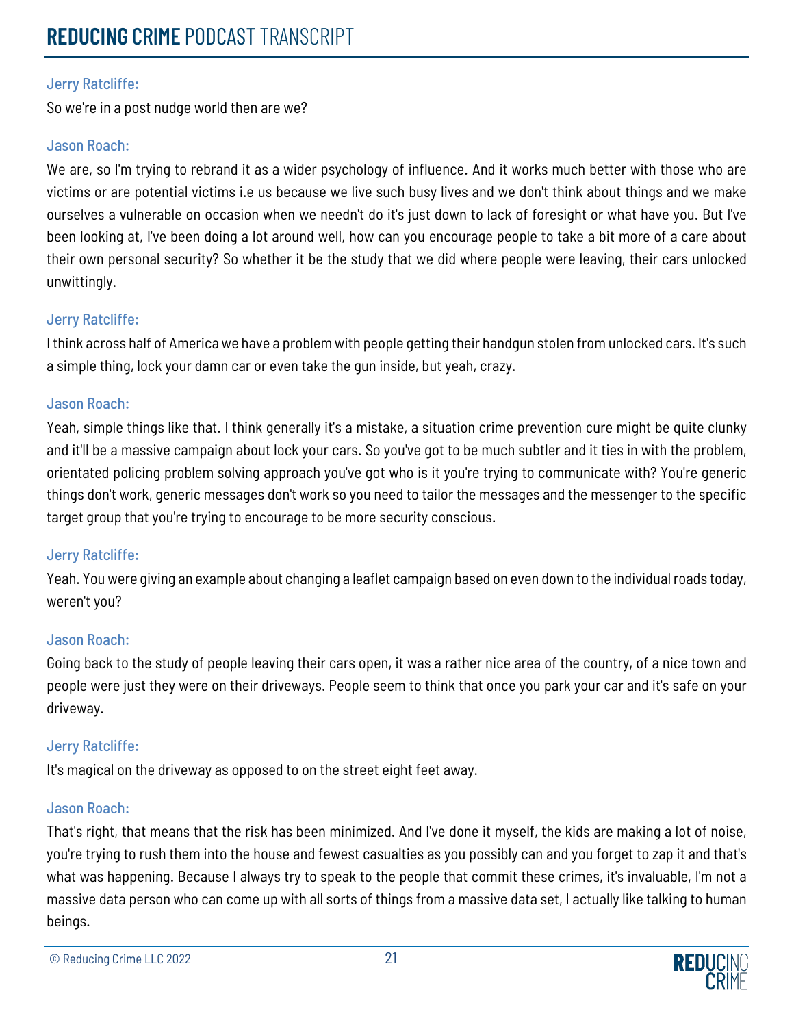Jerry Ratcliffe:

So we're in a post nudge world then are we?

Jason Roach:

We are, so I'm trying to rebrand it as a wider psychology of influence. And it works much better with those who are victims or are potential victims i.e us because we live such busy lives and we don't think about things and we make ourselves a vulnerable on occasion when we needn't do it's just down to lack of foresight or what have you. But I've been looking at, I've been doing a lot around well, how can you encourage people to take a bit more of a care about their own personal security? So whether it be the study that we did where people were leaving, their cars unlocked unwittingly.

Jerry Ratcliffe:

I think across half of America we have a problem with people getting their handgun stolen from unlocked cars. It's such a simple thing, lock your damn car or even take the gun inside, but yeah, crazy.

Jason Roach:

Yeah, simple things like that. I think generally it's a mistake, a situation crime prevention cure might be quite clunky and it'll be a massive campaign about lock your cars. So you've got to be much subtler and it ties in with the problem, orientated policing problem solving approach you've got who is it you're trying to communicate with? You're generic things don't work, generic messages don't work so you need to tailor the messages and the messenger to the specific target group that you're trying to encourage to be more security conscious.

Jerry Ratcliffe:

Yeah. You were giving an example about changing a leaflet campaign based on even down to the individual roads today, weren't you?

Jason Roach:

Going back to the study of people leaving their cars open, it was a rather nice area of the country, of a nice town and people were just they were on their driveways. People seem to think that once you park your car and it's safe on your driveway.

Jerry Ratcliffe:

It's magical on the driveway as opposed to on the street eight feet away.

Jason Roach:

That's right, that means that the risk has been minimized. And I've done it myself, the kids are making a lot of noise, you're trying to rush them into the house and fewest casualties as you possibly can and you forget to zap it and that's what was happening. Because I always try to speak to the people that commit these crimes, it's invaluable, I'm not a massive data person who can come up with all sorts of things from a massive data set, I actually like talking to human beings.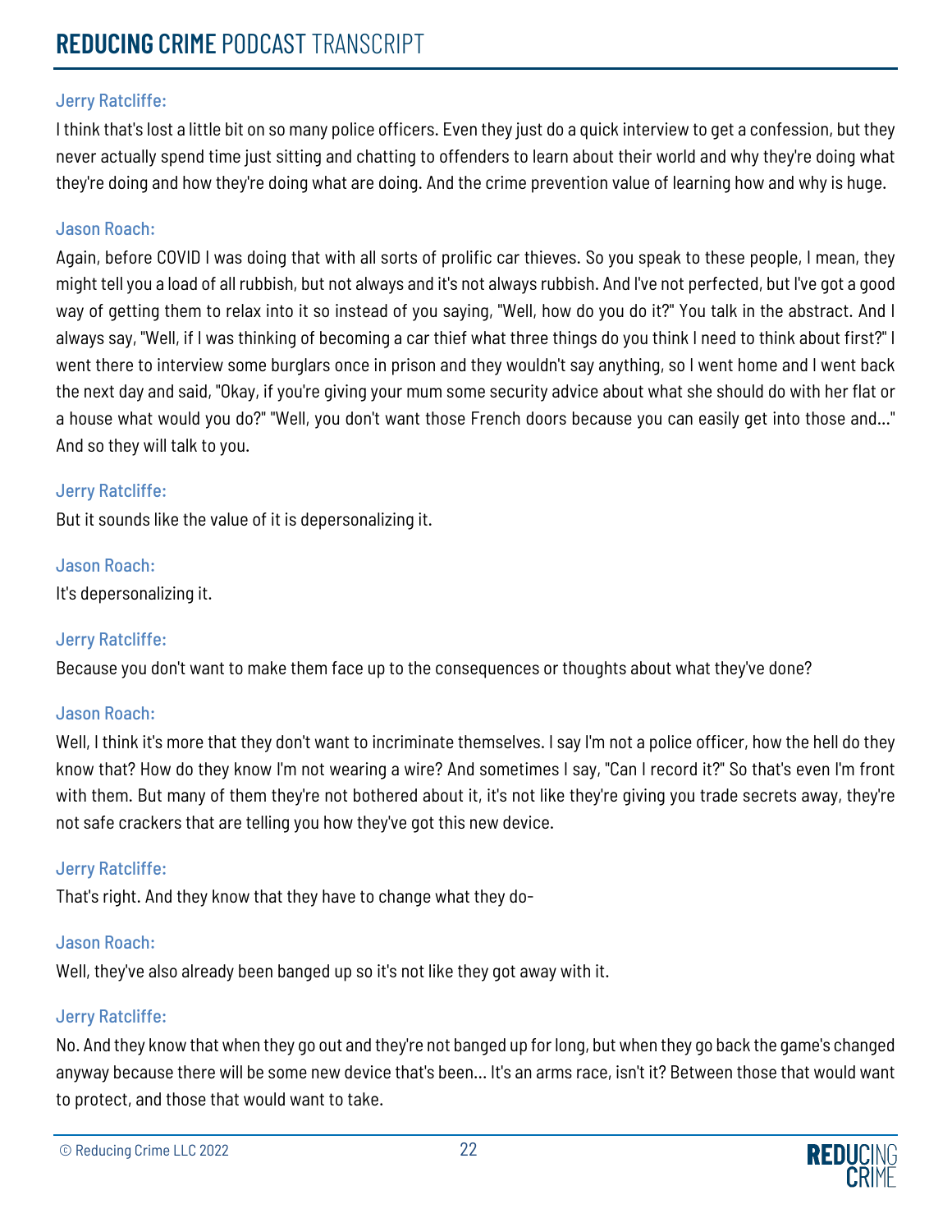Jerry Ratcliffe:

I think that's lost a little bit on so many police officers. Even they just do a quick interview to get a confession, but they never actually spend time just sitting and chatting to offenders to learn about their world and why they're doing what they're doing and how they're doing what are doing. And the crime prevention value of learning how and why is huge.

Jason Roach:

Again, before COVID I was doing that with all sorts of prolific car thieves. So you speak to these people, I mean, they might tell you a load of all rubbish, but not always and it's not always rubbish. And I've not perfected, but I've got a good way of getting them to relax into it so instead of you saying, "Well, how do you do it?" You talk in the abstract. And I always say, "Well, if I was thinking of becoming a car thief what three things do you think I need to think about first?" I went there to interview some burglars once in prison and they wouldn't say anything, so I went home and I went back the next day and said, "Okay, if you're giving your mum some security advice about what she should do with her flat or a house what would you do?" "Well, you don't want those French doors because you can easily get into those and..." And so they will talk to you.

Jerry Ratcliffe:

But it sounds like the value of it is depersonalizing it.

Jason Roach:

It's depersonalizing it.

Jerry Ratcliffe:

Because you don't want to make them face up to the consequences or thoughts about what they've done?

Jason Roach:

Well, I think it's more that they don't want to incriminate themselves. I say I'm not a police officer, how the hell do they know that? How do they know I'm not wearing a wire? And sometimes I say, "Can I record it?" So that's even I'm front with them. But many of them they're not bothered about it, it's not like they're giving you trade secrets away, they're not safe crackers that are telling you how they've got this new device.

Jerry Ratcliffe:

That's right. And they know that they have to change what they do-

Jason Roach:

Well, they've also already been banged up so it's not like they got away with it.

Jerry Ratcliffe:

No. And they know that when they go out and they're not banged up for long, but when they go back the game's changed anyway because there will be some new device that's been... It's an arms race, isn't it? Between those that would want to protect, and those that would want to take.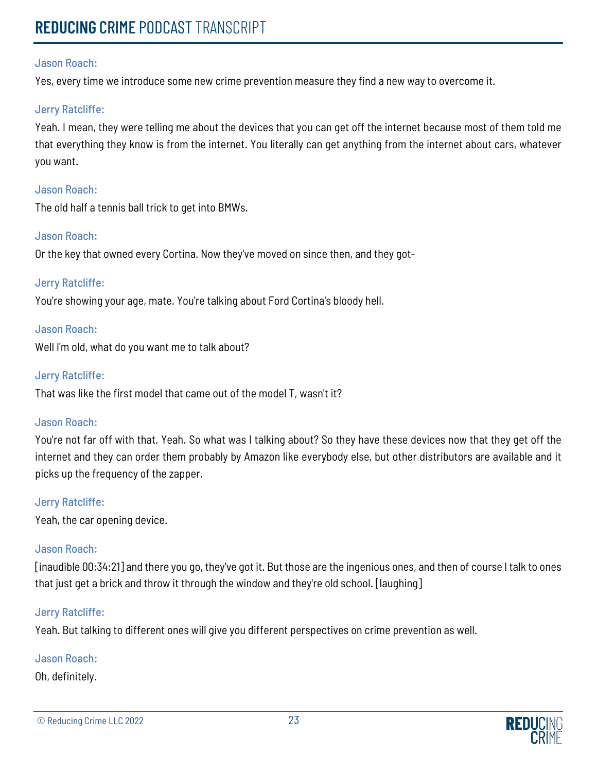Jason Roach:

Yes, every time we introduce some new crime prevention measure they find a new way to overcome it.

Jerry Ratcliffe:

Yeah. I mean, they were telling me about the devices that you can get off the internet because most of them told me that everything they know is from the internet. You literally can get anything from the internet about cars, whatever you want.

Jason Roach:

The old half a tennis ball trick to get into BMWs.

Jason Roach:

Or the key that owned every Cortina. Now they've moved on since then, and they got-

Jerry Ratcliffe:

You're showing your age, mate. You're talking about Ford Cortina's bloody hell.

Jason Roach:

Well I'm old, what do you want me to talk about?

Jerry Ratcliffe:

That was like the first model that came out of the model T, wasn't it?

Jason Roach:

You're not far off with that. Yeah. So what was I talking about? So they have these devices now that they get off the internet and they can order them probably by Amazon like everybody else, but other distributors are available and it picks up the frequency of the zapper.

Jerry Ratcliffe:

Yeah, the car opening device.

Jason Roach:

[inaudible 00:34:21] and there you go, they've got it. But those are the ingenious ones, and then of course I talk to ones that just get a brick and throw it through the window and they're old school. [laughing]

Jerry Ratcliffe:

Yeah. But talking to different ones will give you different perspectives on crime prevention as well.

Jason Roach:

Oh, definitely.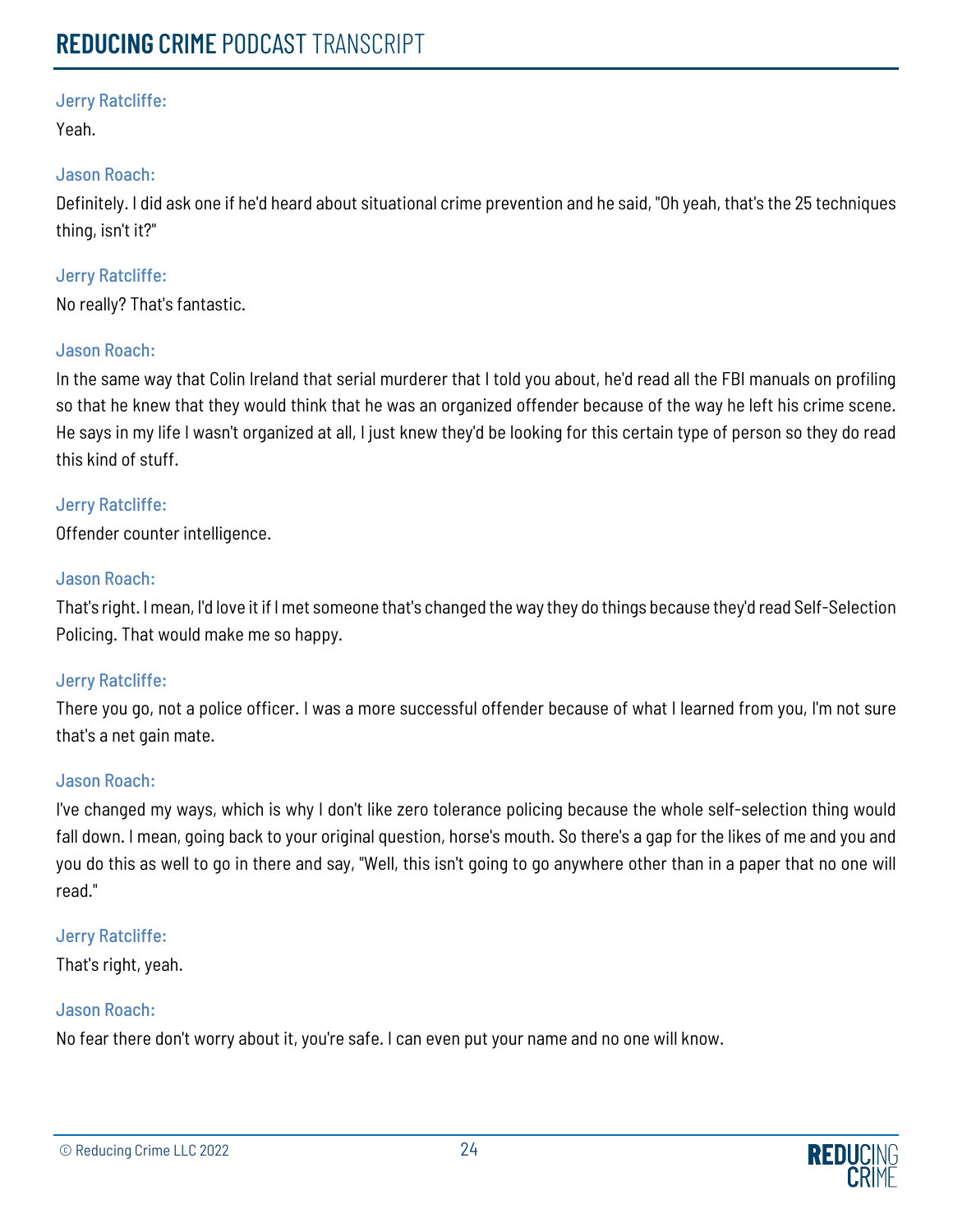Jerry Ratcliffe:

Yeah.

Jason Roach:

Definitely. I did ask one if he'd heard about situational crime prevention and he said, "Oh yeah, that's the 25 techniques thing, isn't it?"

Jerry Ratcliffe:

No really? That's fantastic.

Jason Roach:

In the same way that Colin Ireland that serial murderer that I told you about, he'd read all the FBI manuals on profiling so that he knew that they would think that he was an organized offender because of the way he left his crime scene. He says in my life I wasn't organized at all, I just knew they'd be looking for this certain type of person so they do read this kind of stuff.

Jerry Ratcliffe:

Offender counter intelligence.

Jason Roach:

That's right. I mean, I'd love it if I met someone that's changed the way they do things because they'd read Self-Selection Policing. That would make me so happy.

Jerry Ratcliffe:

There you go, not a police officer. I was a more successful offender because of what I learned from you, I'm not sure that's a net gain mate.

Jason Roach:

I've changed my ways, which is why I don't like zero tolerance policing because the whole self-selection thing would fall down. I mean, going back to your original question, horse's mouth. So there's a gap for the likes of me and you and you do this as well to go in there and say, "Well, this isn't going to go anywhere other than in a paper that no one will read."

Jerry Ratcliffe:

That's right, yeah.

Jason Roach:

No fear there don't worry about it, you're safe. I can even put your name and no one will know.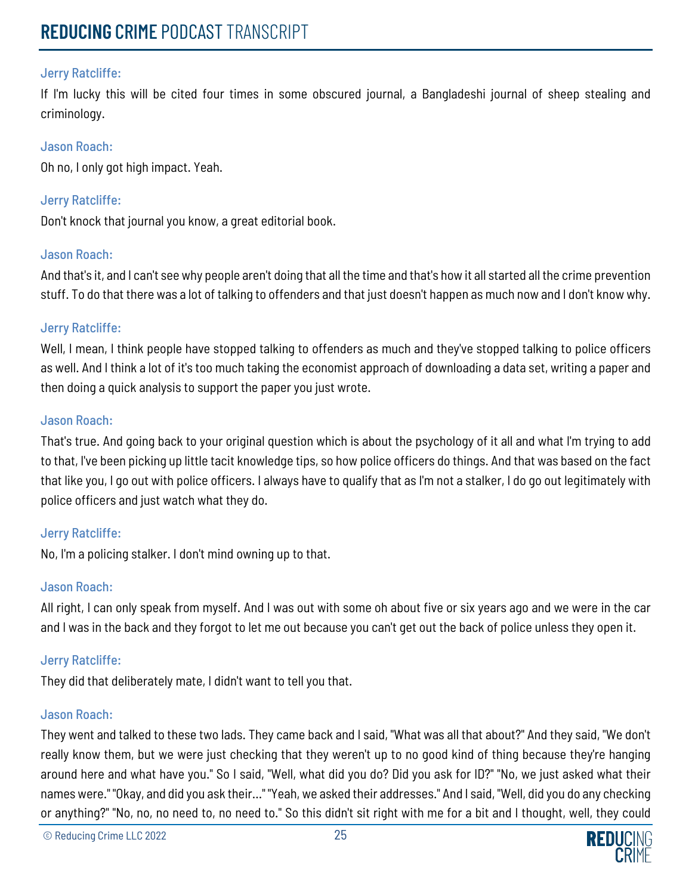Jerry Ratcliffe:

If I'm lucky this will be cited four times in some obscured journal, a Bangladeshi journal of sheep stealing and criminology.

Jason Roach:

Oh no, I only got high impact. Yeah.

Jerry Ratcliffe:

Don't knock that journal you know, a great editorial book.

Jason Roach:

And that's it, and I can't see why people aren't doing that all the time and that's how it all started all the crime prevention stuff. To do that there was a lot of talking to offenders and that just doesn't happen as much now and I don't know why.

Jerry Ratcliffe:

Well, I mean, I think people have stopped talking to offenders as much and they've stopped talking to police officers as well. And I think a lot of it's too much taking the economist approach of downloading a data set, writing a paper and then doing a quick analysis to support the paper you just wrote.

Jason Roach:

That's true. And going back to your original question which is about the psychology of it all and what I'm trying to add to that, I've been picking up little tacit knowledge tips, so how police officers do things. And that was based on the fact that like you, I go out with police officers. I always have to qualify that as I'm not a stalker, I do go out legitimately with police officers and just watch what they do.

Jerry Ratcliffe:

No, I'm a policing stalker. I don't mind owning up to that.

Jason Roach:

All right, I can only speak from myself. And I was out with some oh about five or six years ago and we were in the car and I was in the back and they forgot to let me out because you can't get out the back of police unless they open it.

Jerry Ratcliffe:

They did that deliberately mate, I didn't want to tell you that.

Jason Roach:

They went and talked to these two lads. They came back and I said, "What was all that about?" And they said, "We don't really know them, but we were just checking that they weren't up to no good kind of thing because they're hanging around here and what have you." So I said, "Well, what did you do? Did you ask for ID?" "No, we just asked what their names were." "Okay, and did you ask their..." "Yeah, we asked their addresses." And I said, "Well, did you do any checking or anything?" "No, no, no need to, no need to." So this didn't sit right with me for a bit and I thought, well, they could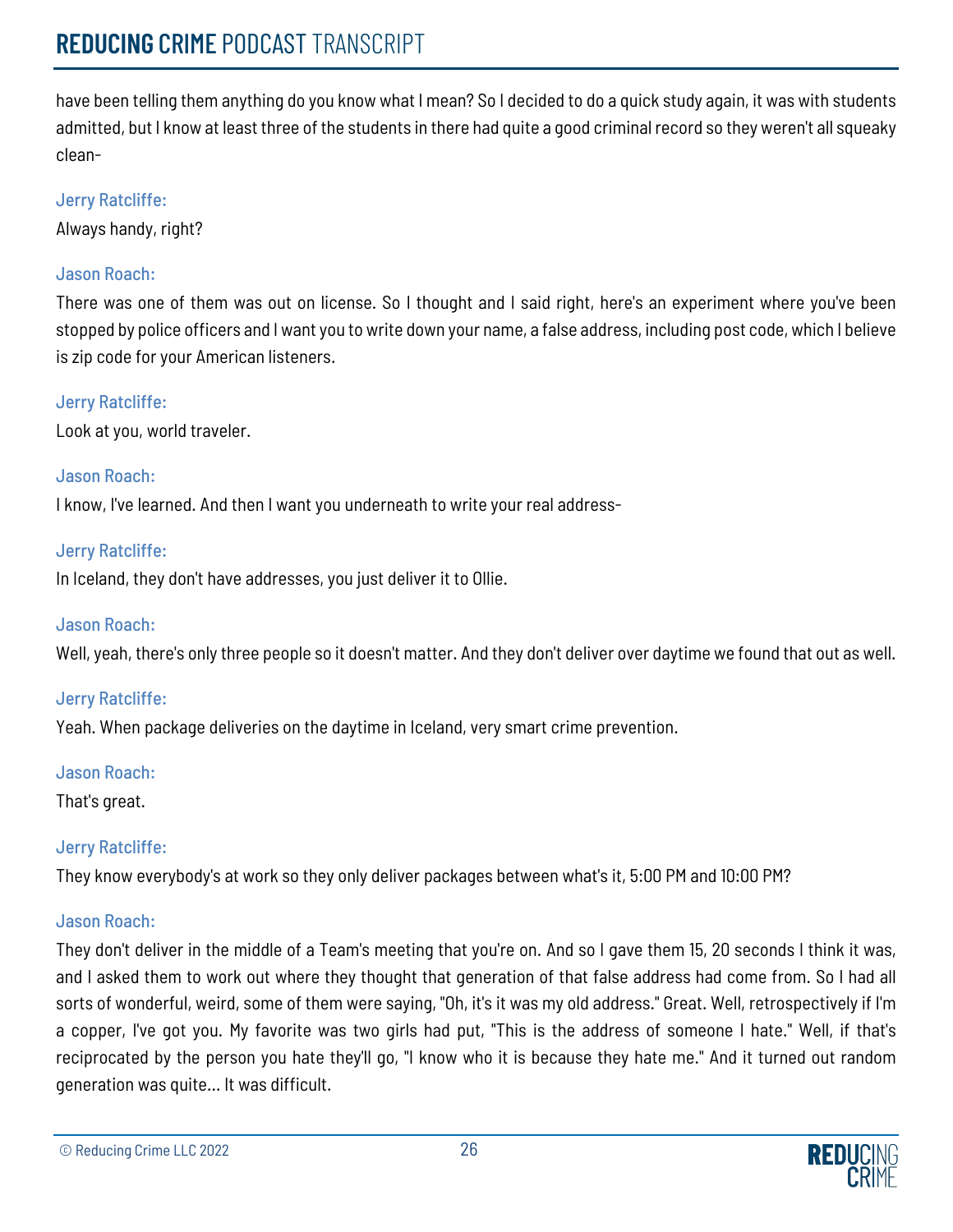have been telling them anything do you know what I mean? So I decided to do a quick study again, it was with students admitted, but I know at least three of the students in there had quite a good criminal record so they weren't all squeaky clean-

**Jerry Ratcliffe:**

Always handy, right?

**Jason Roach:**

There was one of them was out on license. So I thought and I said right, here's an experiment where you've been stopped by police officers and I want you to write down your name, a false address, including post code, which I believe is zip code for your American listeners.

**Jerry Ratcliffe:**

Look at you, world traveler.

**Jason Roach:**

I know, I've learned. And then I want you underneath to write your real address-

**Jerry Ratcliffe:**

In Iceland, they don't have addresses, you just deliver it to Ollie.

**Jason Roach:**

Well, yeah, there's only three people so it doesn't matter. And they don't deliver over daytime we found that out as well.

**Jerry Ratcliffe:**

Yeah. When package deliveries on the daytime in Iceland, very smart crime prevention.

**Jason Roach:**

That's great.

**Jerry Ratcliffe:**

They know everybody's at work so they only deliver packages between what's it, 5:00 PM and 10:00 PM?

**Jason Roach:**

They don't deliver in the middle of a Team's meeting that you're on. And so I gave them 15, 20 seconds I think it was, and I asked them to work out where they thought that generation of that false address had come from. So I had all sorts of wonderful, weird, some of them were saying, "Oh, it's it was my old address." Great. Well, retrospectively if I'm a copper, I've got you. My favorite was two girls had put, "This is the address of someone I hate." Well, if that's reciprocated by the person you hate they'll go, "I know who it is because they hate me." And it turned out random generation was quite... It was difficult.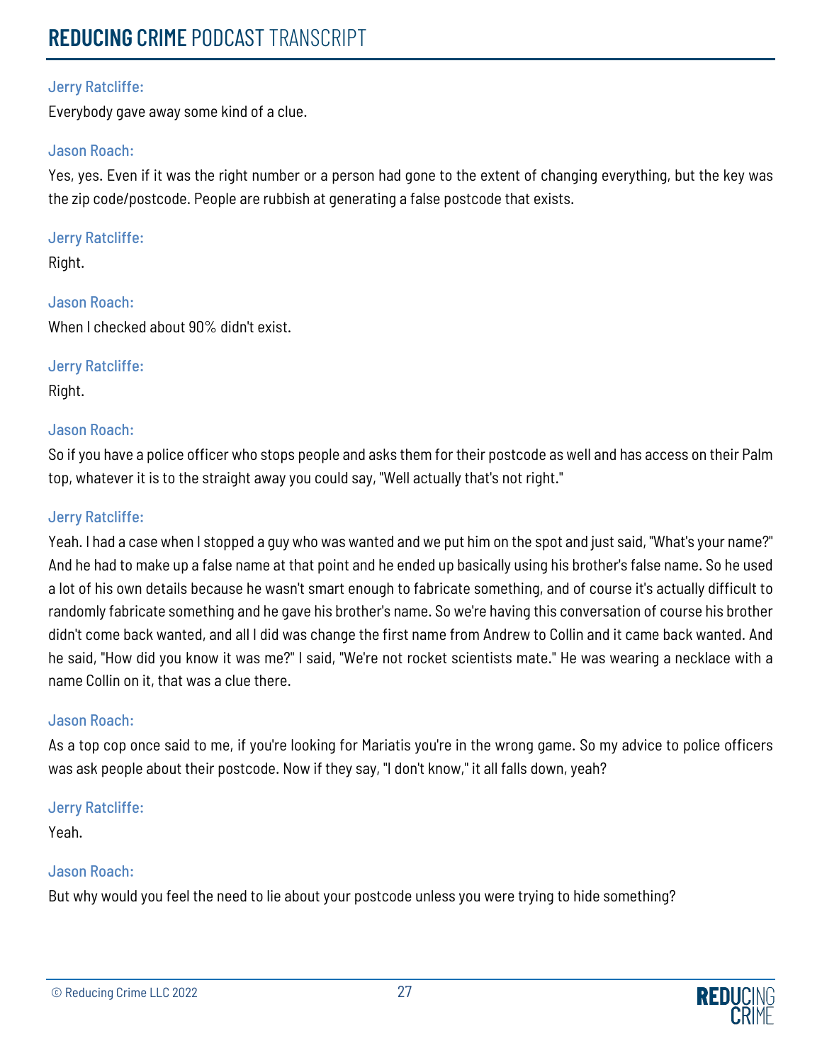**Jerry Ratcliffe:**

Everybody gave away some kind of a clue.

**Jason Roach:**

Yes, yes. Even if it was the right number or a person had gone to the extent of changing everything, but the key was the zip code/postcode. People are rubbish at generating a false postcode that exists.

**Jerry Ratcliffe:**

Right.

**Jason Roach:**

When I checked about 90% didn't exist.

**Jerry Ratcliffe:**

Right.

**Jason Roach:**

So if you have a police officer who stops people and asks them for their postcode as well and has access on their Palm top, whatever it is to the straight away you could say, "Well actually that's not right."

**Jerry Ratcliffe:**

Yeah. I had a case when I stopped a guy who was wanted and we put him on the spot and just said, "What's your name?" And he had to make up a false name at that point and he ended up basically using his brother's false name. So he used a lot of his own details because he wasn't smart enough to fabricate something, and of course it's actually difficult to randomly fabricate something and he gave his brother's name. So we're having this conversation of course his brother didn't come back wanted, and all I did was change the first name from Andrew to Collin and it came back wanted. And he said, "How did you know it was me?" I said, "We're not rocket scientists mate." He was wearing a necklace with a name Collin on it, that was a clue there.

**Jason Roach:**

As a top cop once said to me, if you're looking for Mariatis you're in the wrong game. So my advice to police officers was ask people about their postcode. Now if they say, "I don't know," it all falls down, yeah?

**Jerry Ratcliffe:**

Yeah.

**Jason Roach:**

But why would you feel the need to lie about your postcode unless you were trying to hide something?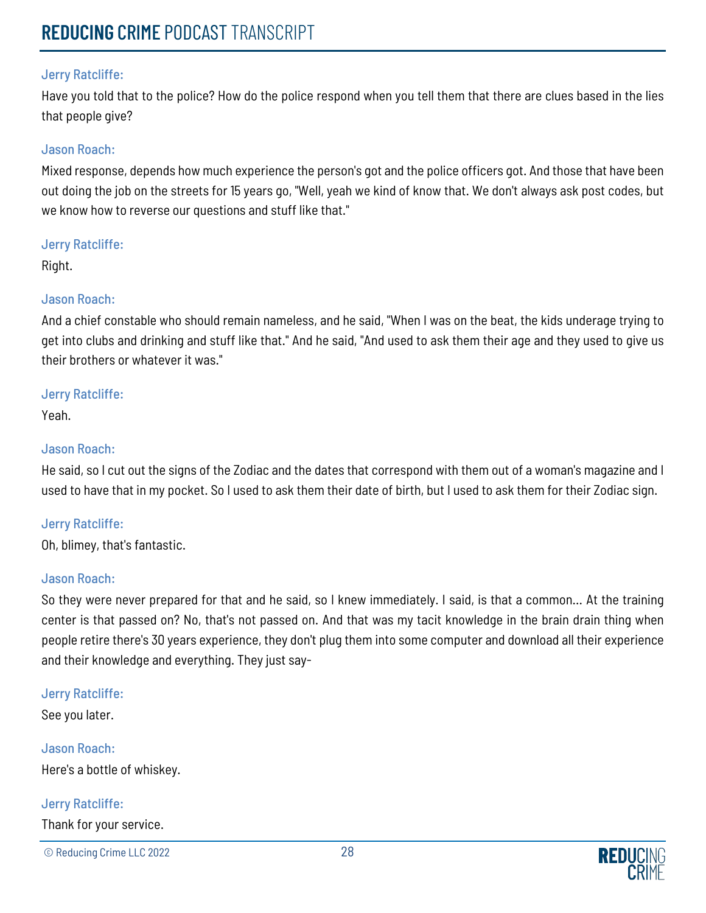**Jerry Ratcliffe:**

Have you told that to the police? How do the police respond when you tell them that there are clues based in the lies that people give?

**Jason Roach:**

Mixed response, depends how much experience the person's got and the police officers got. And those that have been out doing the job on the streets for 15 years go, "Well, yeah we kind of know that. We don't always ask post codes, but we know how to reverse our questions and stuff like that."

**Jerry Ratcliffe:**

Right.

**Jason Roach:**

And a chief constable who should remain nameless, and he said, "When I was on the beat, the kids underage trying to get into clubs and drinking and stuff like that." And he said, "And used to ask them their age and they used to give us their brothers or whatever it was."

**Jerry Ratcliffe:**

Yeah.

**Jason Roach:**

He said, so I cut out the signs of the Zodiac and the dates that correspond with them out of a woman's magazine and I used to have that in my pocket. So I used to ask them their date of birth, but I used to ask them for their Zodiac sign.

**Jerry Ratcliffe:**

Oh, blimey, that's fantastic.

**Jason Roach:**

So they were never prepared for that and he said, so I knew immediately. I said, is that a common... At the training center is that passed on? No, that's not passed on. And that was my tacit knowledge in the brain drain thing when people retire there's 30 years experience, they don't plug them into some computer and download all their experience and their knowledge and everything. They just say-

**Jerry Ratcliffe:**

See you later.

**Jason Roach:**

Here's a bottle of whiskey.

**Jerry Ratcliffe:**

Thank for your service.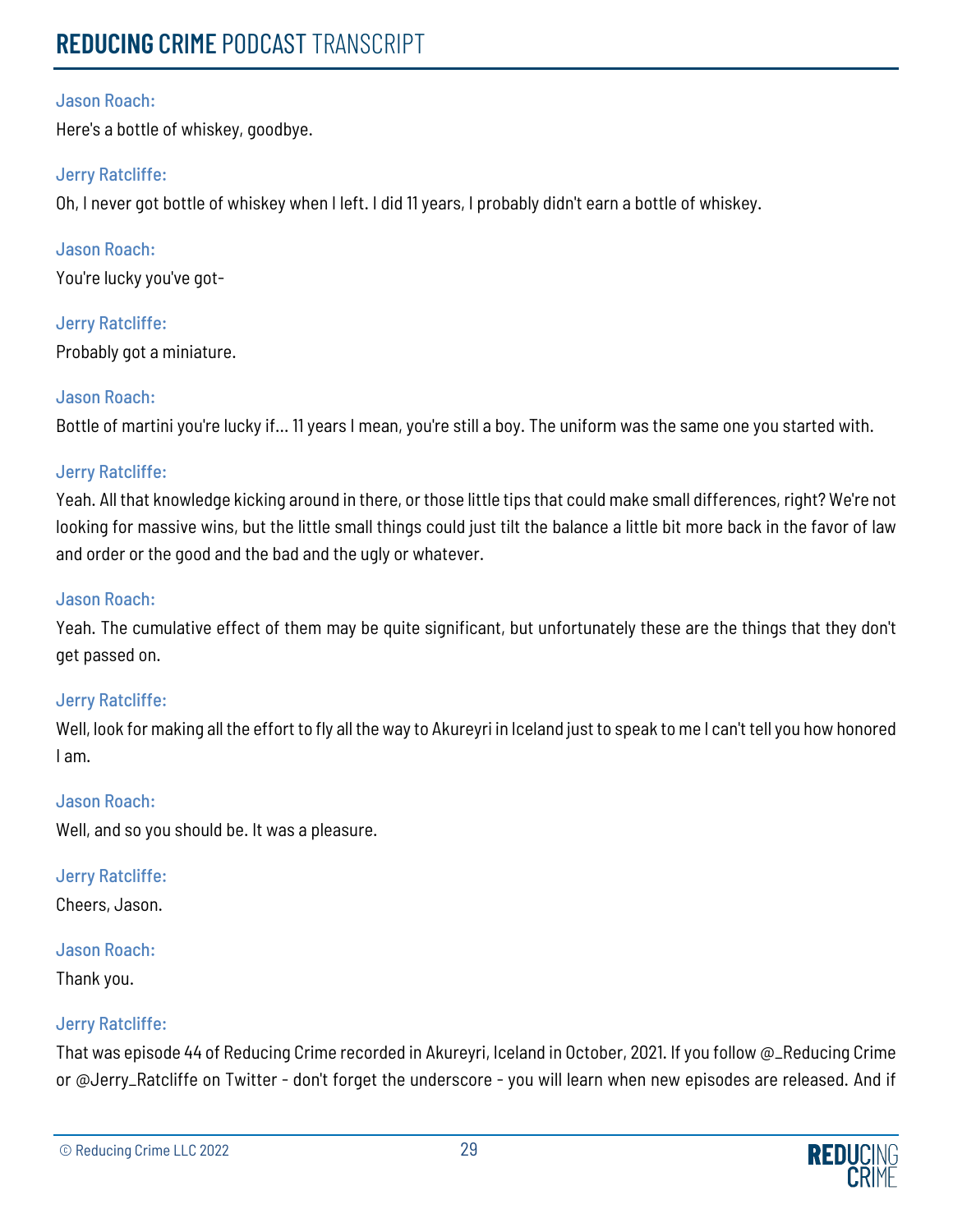Jason Roach:

Here's a bottle of whiskey, goodbye.

Jerry Ratcliffe:

Oh, I never got bottle of whiskey when I left. I did 11 years, I probably didn't earn a bottle of whiskey.

Jason Roach:

You're lucky you've got-

Jerry Ratcliffe:

Probably got a miniature.

Jason Roach:

Bottle of martini you're lucky if... 11 years I mean, you're still a boy. The uniform was the same one you started with.

Jerry Ratcliffe:

Yeah. All that knowledge kicking around in there, or those little tips that could make small differences, right? We're not looking for massive wins, but the little small things could just tilt the balance a little bit more back in the favor of law and order or the good and the bad and the ugly or whatever.

Jason Roach:

Yeah. The cumulative effect of them may be quite significant, but unfortunately these are the things that they don't get passed on.

Jerry Ratcliffe:

Well, look for making all the effort to fly all the way to Akureyri in Iceland just to speak to me I can't tell you how honored I am.

Jason Roach:

Well, and so you should be. It was a pleasure.

Jerry Ratcliffe:

Cheers, Jason.

Jason Roach:

Thank you.

Jerry Ratcliffe:

That was episode 44 of Reducing Crime recorded in Akureyri, Iceland in October, 2021. If you follow @_Reducing Crime or @Jerry_Ratcliffe on Twitter - don't forget the underscore - you will learn when new episodes are released. And if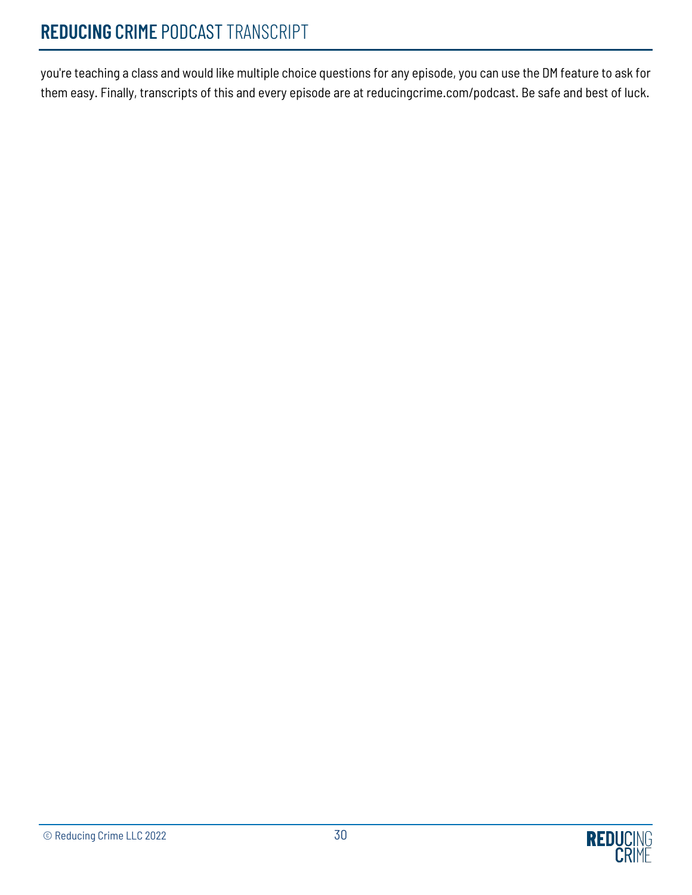you're teaching a class and would like multiple choice questions for any episode, you can use the DM feature to ask for them easy. Finally, transcripts of this and every episode are at reducingcrime.com/podcast. Be safe and best of luck.